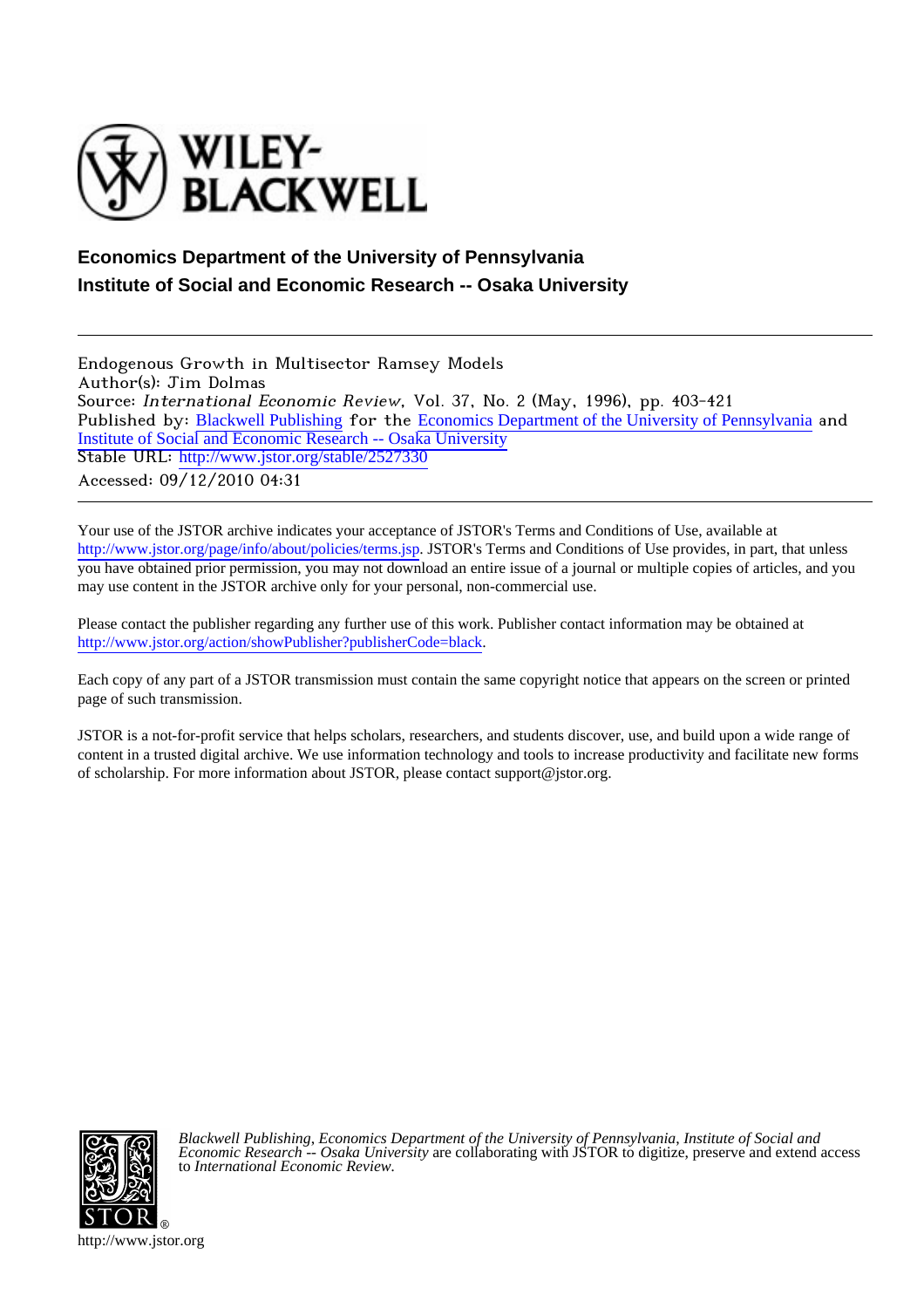**Economics Department of the University of Pennsylvania**
**Institute of Social and Economic Research -- Osaka University**

---

Endogenous Growth in Multisector Ramsey Models
Author(s): Jim Dolmas
Source: *International Economic Review*, Vol. 37, No. 2 (May, 1996), pp. 403-421
Published by: Blackwell Publishing for the Economics Department of the University of Pennsylvania and Institute of Social and Economic Research -- Osaka University
Stable URL: http://www.jstor.org/stable/2527330
Accessed: 09/12/2010 04:31

---

Your use of the JSTOR archive indicates your acceptance of JSTOR's Terms and Conditions of Use, available at http://www.jstor.org/page/info/about/policies/terms.jsp. JSTOR's Terms and Conditions of Use provides, in part, that unless you have obtained prior permission, you may not download an entire issue of a journal or multiple copies of articles, and you may use content in the JSTOR archive only for your personal, non-commercial use.

Please contact the publisher regarding any further use of this work. Publisher contact information may be obtained at http://www.jstor.org/action/showPublisher?publisherCode=black.

Each copy of any part of a JSTOR transmission must contain the same copyright notice that appears on the screen or printed page of such transmission.

JSTOR is a not-for-profit service that helps scholars, researchers, and students discover, use, and build upon a wide range of content in a trusted digital archive. We use information technology and tools to increase productivity and facilitate new forms of scholarship. For more information about JSTOR, please contact support@jstor.org.

*Blackwell Publishing, Economics Department of the University of Pennsylvania, Institute of Social and Economic Research -- Osaka University* are collaborating with JSTOR to digitize, preserve and extend access to *International Economic Review.*

http://www.jstor.org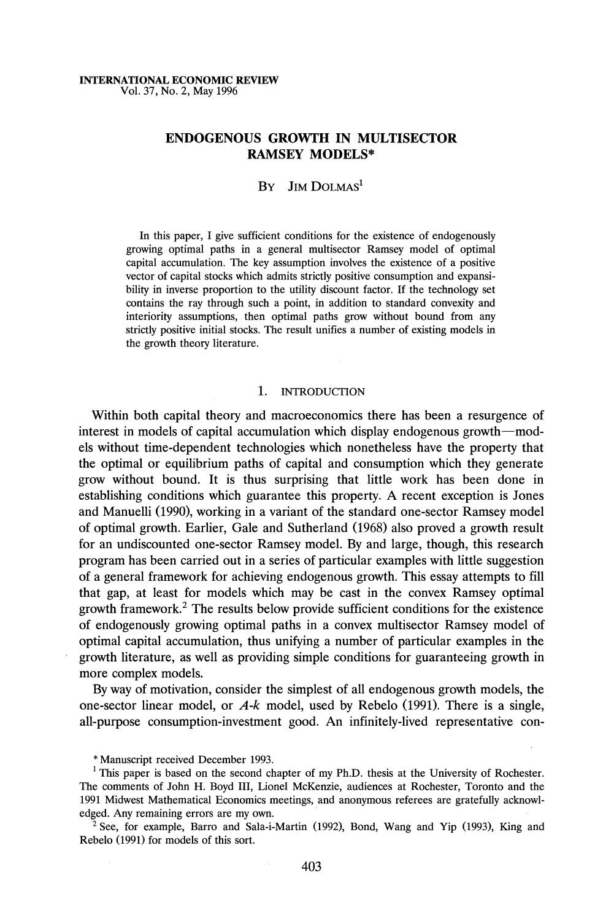INTERNATIONAL ECONOMIC REVIEW
Vol. 37, No. 2, May 1996

# ENDOGENOUS GROWTH IN MULTISECTOR RAMSEY MODELS*

By Jim Dolmas[1]

In this paper, I give sufficient conditions for the existence of endogenously growing optimal paths in a general multisector Ramsey model of optimal capital accumulation. The key assumption involves the existence of a positive vector of capital stocks which admits strictly positive consumption and expansibility in inverse proportion to the utility discount factor. If the technology set contains the ray through such a point, in addition to standard convexity and interiority assumptions, then optimal paths grow without bound from any strictly positive initial stocks. The result unifies a number of existing models in the growth theory literature.

## 1. INTRODUCTION

Within both capital theory and macroeconomics there has been a resurgence of interest in models of capital accumulation which display endogenous growth—models without time-dependent technologies which nonetheless have the property that the optimal or equilibrium paths of capital and consumption which they generate grow without bound. It is thus surprising that little work has been done in establishing conditions which guarantee this property. A recent exception is Jones and Manuelli (1990), working in a variant of the standard one-sector Ramsey model of optimal growth. Earlier, Gale and Sutherland (1968) also proved a growth result for an undiscounted one-sector Ramsey model. By and large, though, this research program has been carried out in a series of particular examples with little suggestion of a general framework for achieving endogenous growth. This essay attempts to fill that gap, at least for models which may be cast in the convex Ramsey optimal growth framework.[2] The results below provide sufficient conditions for the existence of endogenously growing optimal paths in a convex multisector Ramsey model of optimal capital accumulation, thus unifying a number of particular examples in the growth literature, as well as providing simple conditions for guaranteeing growth in more complex models.

By way of motivation, consider the simplest of all endogenous growth models, the one-sector linear model, or $A$-$k$ model, used by Rebelo (1991). There is a single, all-purpose consumption-investment good. An infinitely-lived representative con-

\* Manuscript received December 1993.

[1] This paper is based on the second chapter of my Ph.D. thesis at the University of Rochester. The comments of John H. Boyd III, Lionel McKenzie, audiences at Rochester, Toronto and the 1991 Midwest Mathematical Economics meetings, and anonymous referees are gratefully acknowledged. Any remaining errors are my own.

[2] See, for example, Barro and Sala-i-Martin (1992), Bond, Wang and Yip (1993), King and Rebelo (1991) for models of this sort.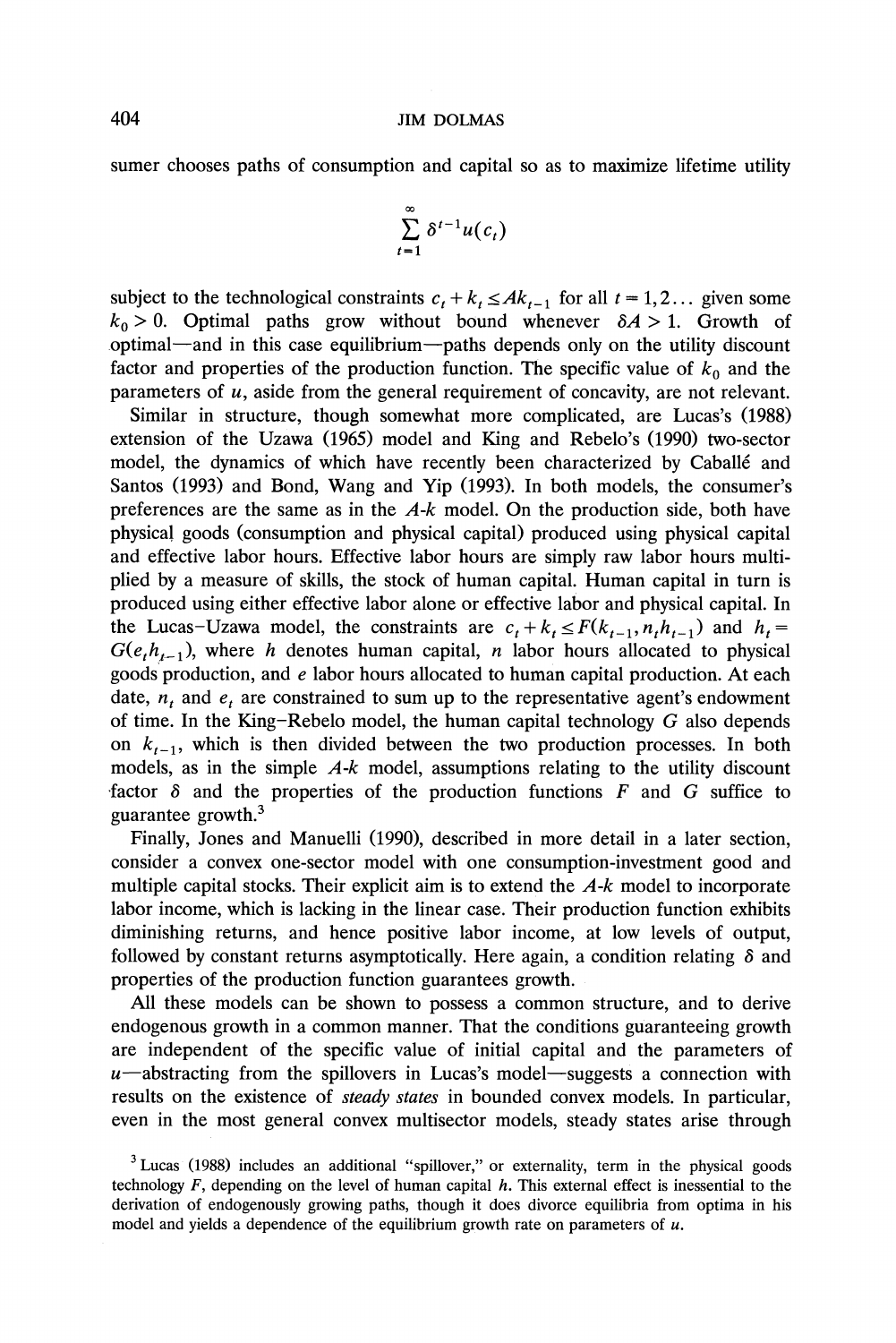sumer chooses paths of consumption and capital so as to maximize lifetime utility

$$\sum_{t=1}^{\infty} \delta^{t-1} u(c_t)$$

subject to the technological constraints $c_t + k_t \leq Ak_{t-1}$ for all $t = 1, 2 \dots$ given some $k_0 > 0$. Optimal paths grow without bound whenever $\delta A > 1$. Growth of optimal—and in this case equilibrium—paths depends only on the utility discount factor and properties of the production function. The specific value of $k_0$ and the parameters of $u$, aside from the general requirement of concavity, are not relevant.

Similar in structure, though somewhat more complicated, are Lucas's (1988) extension of the Uzawa (1965) model and King and Rebelo's (1990) two-sector model, the dynamics of which have recently been characterized by Caballé and Santos (1993) and Bond, Wang and Yip (1993). In both models, the consumer's preferences are the same as in the $A$-$k$ model. On the production side, both have physical goods (consumption and physical capital) produced using physical capital and effective labor hours. Effective labor hours are simply raw labor hours multiplied by a measure of skills, the stock of human capital. Human capital in turn is produced using either effective labor alone or effective labor and physical capital. In the Lucas–Uzawa model, the constraints are $c_t + k_t \leq F(k_{t-1}, n_t h_{t-1})$ and $h_t = G(e_t h_{t-1})$, where $h$ denotes human capital, $n$ labor hours allocated to physical goods production, and $e$ labor hours allocated to human capital production. At each date, $n_t$ and $e_t$ are constrained to sum up to the representative agent's endowment of time. In the King–Rebelo model, the human capital technology $G$ also depends on $k_{t-1}$, which is then divided between the two production processes. In both models, as in the simple $A$-$k$ model, assumptions relating to the utility discount factor $\delta$ and the properties of the production functions $F$ and $G$ suffice to guarantee growth.[3]

Finally, Jones and Manuelli (1990), described in more detail in a later section, consider a convex one-sector model with one consumption-investment good and multiple capital stocks. Their explicit aim is to extend the $A$-$k$ model to incorporate labor income, which is lacking in the linear case. Their production function exhibits diminishing returns, and hence positive labor income, at low levels of output, followed by constant returns asymptotically. Here again, a condition relating $\delta$ and properties of the production function guarantees growth.

All these models can be shown to possess a common structure, and to derive endogenous growth in a common manner. That the conditions guaranteeing growth are independent of the specific value of initial capital and the parameters of $u$—abstracting from the spillovers in Lucas's model—suggests a connection with results on the existence of *steady states* in bounded convex models. In particular, even in the most general convex multisector models, steady states arise through

[3] Lucas (1988) includes an additional "spillover," or externality, term in the physical goods technology $F$, depending on the level of human capital $h$. This external effect is inessential to the derivation of endogenously growing paths, though it does divorce equilibria from optima in his model and yields a dependence of the equilibrium growth rate on parameters of $u$.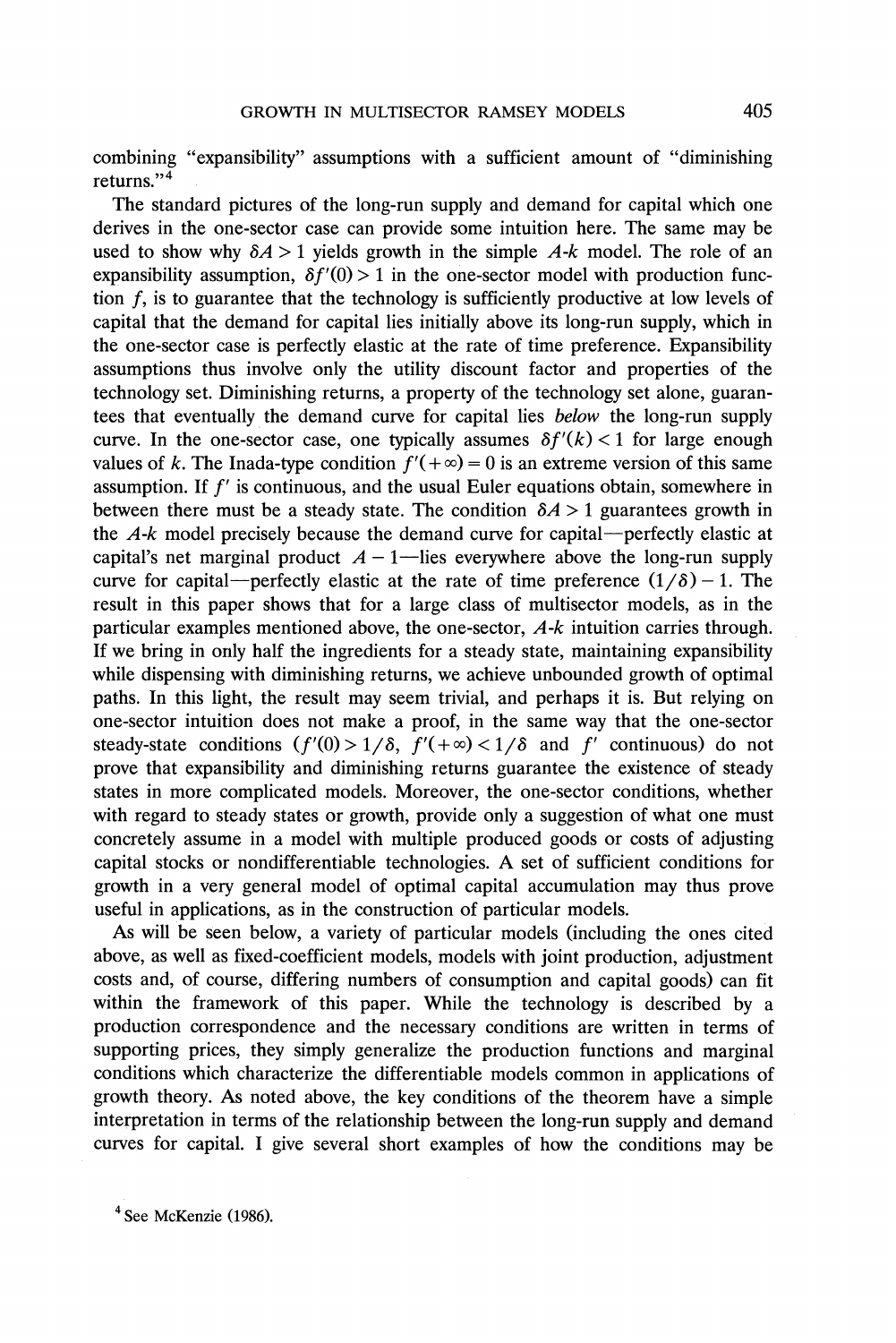combining "expansibility" assumptions with a sufficient amount of "diminishing returns."[4]

The standard pictures of the long-run supply and demand for capital which one derives in the one-sector case can provide some intuition here. The same may be used to show why $\delta A > 1$ yields growth in the simple $A$-$k$ model. The role of an expansibility assumption, $\delta f'(0) > 1$ in the one-sector model with production function $f$, is to guarantee that the technology is sufficiently productive at low levels of capital that the demand for capital lies initially above its long-run supply, which in the one-sector case is perfectly elastic at the rate of time preference. Expansibility assumptions thus involve only the utility discount factor and properties of the technology set. Diminishing returns, a property of the technology set alone, guarantees that eventually the demand curve for capital lies *below* the long-run supply curve. In the one-sector case, one typically assumes $\delta f'(k) < 1$ for large enough values of $k$. The Inada-type condition $f'(+\infty) = 0$ is an extreme version of this same assumption. If $f'$ is continuous, and the usual Euler equations obtain, somewhere in between there must be a steady state. The condition $\delta A > 1$ guarantees growth in the $A$-$k$ model precisely because the demand curve for capital—perfectly elastic at capital's net marginal product $A - 1$—lies everywhere above the long-run supply curve for capital—perfectly elastic at the rate of time preference $(1/\delta) - 1$. The result in this paper shows that for a large class of multisector models, as in the particular examples mentioned above, the one-sector, $A$-$k$ intuition carries through. If we bring in only half the ingredients for a steady state, maintaining expansibility while dispensing with diminishing returns, we achieve unbounded growth of optimal paths. In this light, the result may seem trivial, and perhaps it is. But relying on one-sector intuition does not make a proof, in the same way that the one-sector steady-state conditions ($f'(0) > 1/\delta$, $f'(+\infty) < 1/\delta$ and $f'$ continuous) do not prove that expansibility and diminishing returns guarantee the existence of steady states in more complicated models. Moreover, the one-sector conditions, whether with regard to steady states or growth, provide only a suggestion of what one must concretely assume in a model with multiple produced goods or costs of adjusting capital stocks or nondifferentiable technologies. A set of sufficient conditions for growth in a very general model of optimal capital accumulation may thus prove useful in applications, as in the construction of particular models.

As will be seen below, a variety of particular models (including the ones cited above, as well as fixed-coefficient models, models with joint production, adjustment costs and, of course, differing numbers of consumption and capital goods) can fit within the framework of this paper. While the technology is described by a production correspondence and the necessary conditions are written in terms of supporting prices, they simply generalize the production functions and marginal conditions which characterize the differentiable models common in applications of growth theory. As noted above, the key conditions of the theorem have a simple interpretation in terms of the relationship between the long-run supply and demand curves for capital. I give several short examples of how the conditions may be

[4] See McKenzie (1986).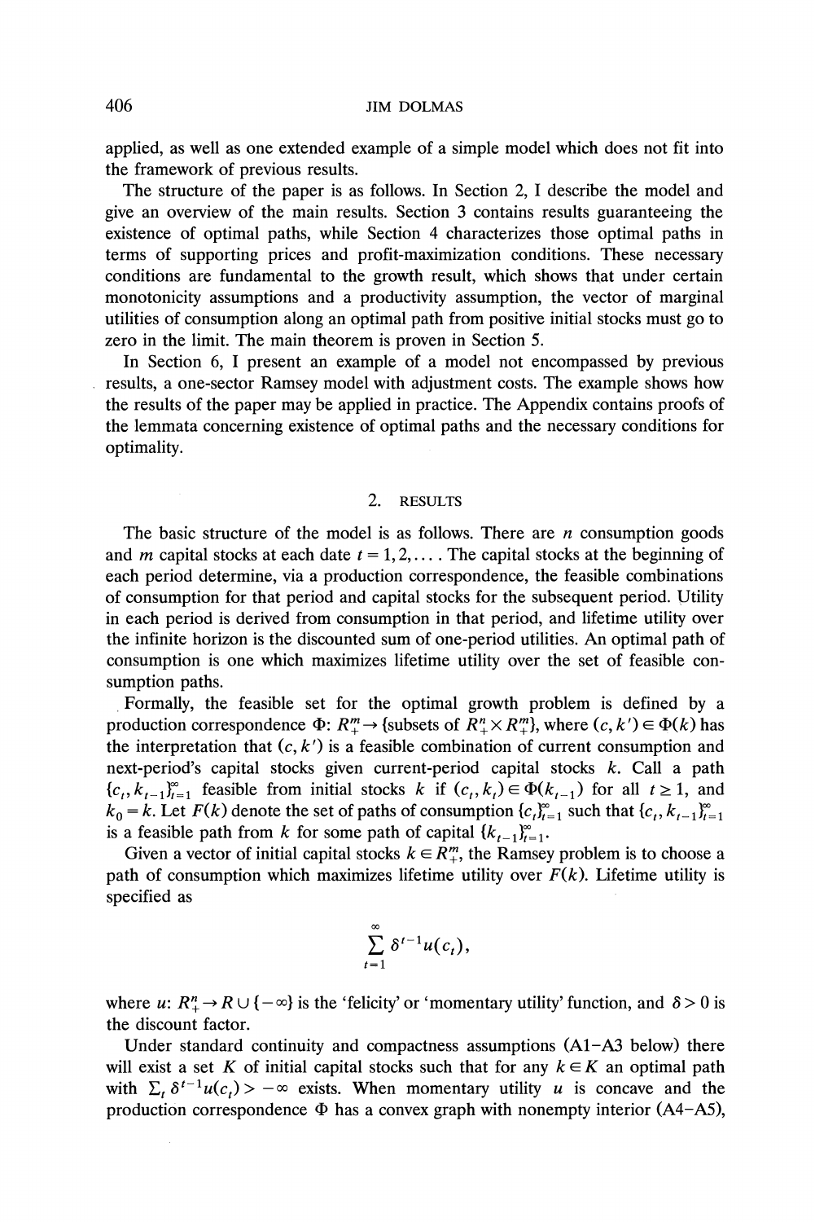applied, as well as one extended example of a simple model which does not fit into the framework of previous results.

The structure of the paper is as follows. In Section 2, I describe the model and give an overview of the main results. Section 3 contains results guaranteeing the existence of optimal paths, while Section 4 characterizes those optimal paths in terms of supporting prices and profit-maximization conditions. These necessary conditions are fundamental to the growth result, which shows that under certain monotonicity assumptions and a productivity assumption, the vector of marginal utilities of consumption along an optimal path from positive initial stocks must go to zero in the limit. The main theorem is proven in Section 5.

In Section 6, I present an example of a model not encompassed by previous results, a one-sector Ramsey model with adjustment costs. The example shows how the results of the paper may be applied in practice. The Appendix contains proofs of the lemmata concerning existence of optimal paths and the necessary conditions for optimality.

## 2. RESULTS

The basic structure of the model is as follows. There are $n$ consumption goods and $m$ capital stocks at each date $t = 1, 2, \ldots$. The capital stocks at the beginning of each period determine, via a production correspondence, the feasible combinations of consumption for that period and capital stocks for the subsequent period. Utility in each period is derived from consumption in that period, and lifetime utility over the infinite horizon is the discounted sum of one-period utilities. An optimal path of consumption is one which maximizes lifetime utility over the set of feasible consumption paths.

Formally, the feasible set for the optimal growth problem is defined by a production correspondence $\Phi$: $R^m_+ \to$ {subsets of $R^n_+ \times R^m_+$}, where $(c, k') \in \Phi(k)$ has the interpretation that $(c, k')$ is a feasible combination of current consumption and next-period's capital stocks given current-period capital stocks $k$. Call a path $\{c_t, k_{t-1}\}_{t=1}^{\infty}$ feasible from initial stocks $k$ if $(c_t, k_t) \in \Phi(k_{t-1})$ for all $t \geq 1$, and $k_0 = k$. Let $F(k)$ denote the set of paths of consumption $\{c_t\}_{t=1}^{\infty}$ such that $\{c_t, k_{t-1}\}_{t=1}^{\infty}$ is a feasible path from $k$ for some path of capital $\{k_{t-1}\}_{t=1}^{\infty}$.

Given a vector of initial capital stocks $k \in R^m_+$, the Ramsey problem is to choose a path of consumption which maximizes lifetime utility over $F(k)$. Lifetime utility is specified as

$$\sum_{t=1}^{\infty} \delta^{t-1} u(c_t),$$

where $u$: $R^n_+ \to R \cup \{-\infty\}$ is the 'felicity' or 'momentary utility' function, and $\delta > 0$ is the discount factor.

Under standard continuity and compactness assumptions (A1–A3 below) there will exist a set $K$ of initial capital stocks such that for any $k \in K$ an optimal path with $\sum_t \delta^{t-1} u(c_t) > -\infty$ exists. When momentary utility $u$ is concave and the production correspondence $\Phi$ has a convex graph with nonempty interior (A4–A5),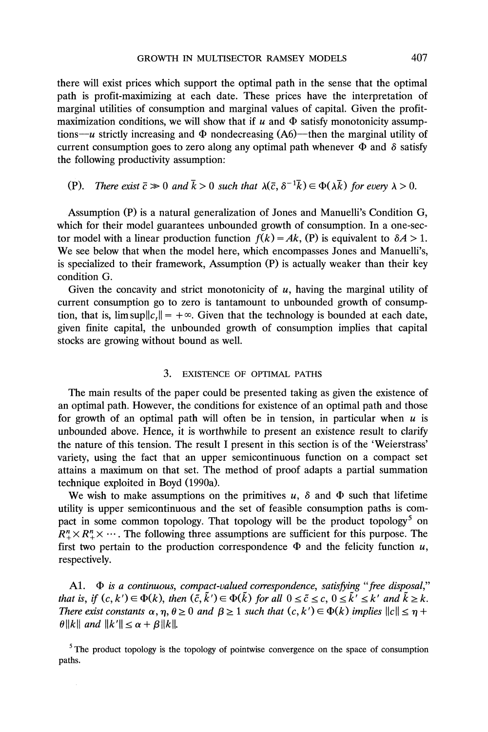there will exist prices which support the optimal path in the sense that the optimal path is profit-maximizing at each date. These prices have the interpretation of marginal utilities of consumption and marginal values of capital. Given the profit-maximization conditions, we will show that if $u$ and $\Phi$ satisfy monotonicity assumptions—$u$ strictly increasing and $\Phi$ nondecreasing (A6)—then the marginal utility of current consumption goes to zero along any optimal path whenever $\Phi$ and $\delta$ satisfy the following productivity assumption:

(P). *There exist* $\bar{c} \gg 0$ *and* $\bar{k} > 0$ *such that* $\lambda(\bar{c}, \delta^{-1}\bar{k}) \in \Phi(\lambda\bar{k})$ *for every* $\lambda > 0$.

Assumption (P) is a natural generalization of Jones and Manuelli's Condition G, which for their model guarantees unbounded growth of consumption. In a one-sector model with a linear production function $f(k) = Ak$, (P) is equivalent to $\delta A > 1$. We see below that when the model here, which encompasses Jones and Manuelli's, is specialized to their framework, Assumption (P) is actually weaker than their key condition G.

Given the concavity and strict monotonicity of $u$, having the marginal utility of current consumption go to zero is tantamount to unbounded growth of consumption, that is, $\limsup\|c_t\| = +\infty$. Given that the technology is bounded at each date, given finite capital, the unbounded growth of consumption implies that capital stocks are growing without bound as well.

## 3. EXISTENCE OF OPTIMAL PATHS

The main results of the paper could be presented taking as given the existence of an optimal path. However, the conditions for existence of an optimal path and those for growth of an optimal path will often be in tension, in particular when $u$ is unbounded above. Hence, it is worthwhile to present an existence result to clarify the nature of this tension. The result I present in this section is of the 'Weierstrass' variety, using the fact that an upper semicontinuous function on a compact set attains a maximum on that set. The method of proof adapts a partial summation technique exploited in Boyd (1990a).

We wish to make assumptions on the primitives $u$, $\delta$ and $\Phi$ such that lifetime utility is upper semicontinuous and the set of feasible consumption paths is compact in some common topology. That topology will be the product topology[5] on $R^n_+ \times R^n_+ \times \cdots$. The following three assumptions are sufficient for this purpose. The first two pertain to the production correspondence $\Phi$ and the felicity function $u$, respectively.

A1. *$\Phi$ is a continuous, compact-valued correspondence, satisfying "free disposal," that is, if* $(c, k') \in \Phi(k)$, *then* $(\tilde{c}, \tilde{k}') \in \Phi(\tilde{k})$ *for all* $0 \le \tilde{c} \le c$, $0 \le \tilde{k}' \le k'$ *and* $\tilde{k} \ge k$. *There exist constants* $\alpha, \eta, \theta \ge 0$ *and* $\beta \ge 1$ *such that* $(c, k') \in \Phi(k)$ *implies* $\|c\| \le \eta + \theta\|k\|$ *and* $\|k'\| \le \alpha + \beta\|k\|$.

[5] The product topology is the topology of pointwise convergence on the space of consumption paths.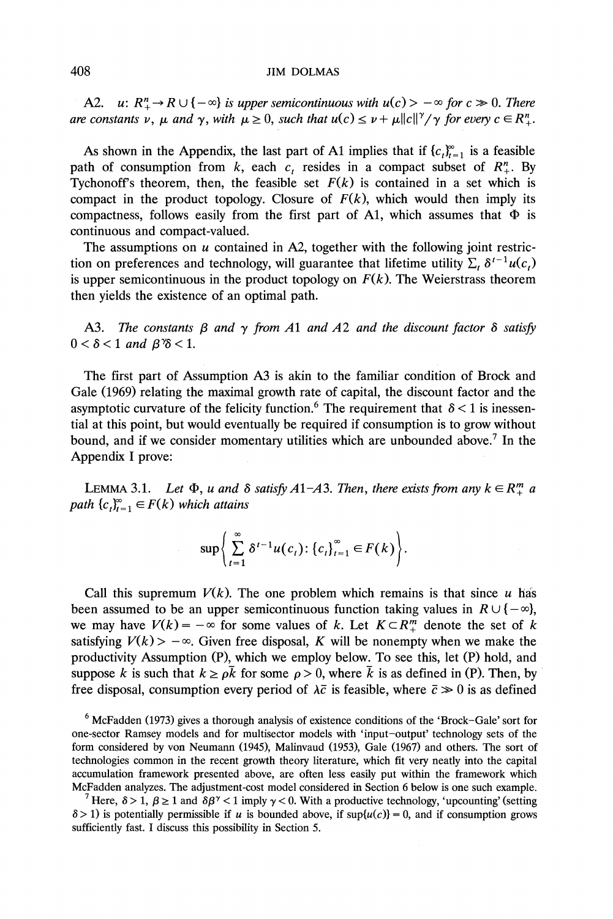A2. *$u$: $R^n_+ \to R \cup \{-\infty\}$ is upper semicontinuous with $u(c) > -\infty$ for $c \gg 0$. There are constants $\nu$, $\mu$ and $\gamma$, with $\mu \geq 0$, such that $u(c) \leq \nu + \mu \|c\|^\gamma / \gamma$ for every $c \in R^n_+$.*

As shown in the Appendix, the last part of A1 implies that if $\{c_t\}_{t=1}^\infty$ is a feasible path of consumption from $k$, each $c_t$ resides in a compact subset of $R^n_+$. By Tychonoff's theorem, then, the feasible set $F(k)$ is contained in a set which is compact in the product topology. Closure of $F(k)$, which would then imply its compactness, follows easily from the first part of A1, which assumes that $\Phi$ is continuous and compact-valued.

The assumptions on $u$ contained in A2, together with the following joint restriction on preferences and technology, will guarantee that lifetime utility $\sum_t \delta^{t-1} u(c_t)$ is upper semicontinuous in the product topology on $F(k)$. The Weierstrass theorem then yields the existence of an optimal path.

A3. *The constants $\beta$ and $\gamma$ from A1 and A2 and the discount factor $\delta$ satisfy $0 < \delta < 1$ and $\beta^\gamma \delta < 1$.*

The first part of Assumption A3 is akin to the familiar condition of Brock and Gale (1969) relating the maximal growth rate of capital, the discount factor and the asymptotic curvature of the felicity function.[6] The requirement that $\delta < 1$ is inessential at this point, but would eventually be required if consumption is to grow without bound, and if we consider momentary utilities which are unbounded above.[7] In the Appendix I prove:

LEMMA 3.1. *Let $\Phi$, $u$ and $\delta$ satisfy A1–A3. Then, there exists from any $k \in R^m_+$ a path $\{c_t\}_{t=1}^\infty \in F(k)$ which attains*

$$\sup\left\{ \sum_{t=1}^{\infty} \delta^{t-1} u(c_t) \colon \{c_t\}_{t=1}^{\infty} \in F(k) \right\}.$$

Call this supremum $V(k)$. The one problem which remains is that since $u$ has been assumed to be an upper semicontinuous function taking values in $R \cup \{-\infty\}$, we may have $V(k) = -\infty$ for some values of $k$. Let $K \subset R^m_+$ denote the set of $k$ satisfying $V(k) > -\infty$. Given free disposal, $K$ will be nonempty when we make the productivity Assumption (P), which we employ below. To see this, let (P) hold, and suppose $k$ is such that $k \geq \rho \bar{k}$ for some $\rho > 0$, where $\bar{k}$ is as defined in (P). Then, by free disposal, consumption every period of $\lambda \bar{c}$ is feasible, where $\bar{c} \gg 0$ is as defined

[6] McFadden (1973) gives a thorough analysis of existence conditions of the 'Brock–Gale' sort for one-sector Ramsey models and for multisector models with 'input–output' technology sets of the form considered by von Neumann (1945), Malinvaud (1953), Gale (1967) and others. The sort of technologies common in the recent growth theory literature, which fit very neatly into the capital accumulation framework presented above, are often less easily put within the framework which McFadden analyzes. The adjustment-cost model considered in Section 6 below is one such example.

[7] Here, $\delta > 1$, $\beta \geq 1$ and $\delta \beta^\gamma < 1$ imply $\gamma < 0$. With a productive technology, 'upcounting' (setting $\delta > 1$) is potentially permissible if $u$ is bounded above, if $\sup\{u(c)\} = 0$, and if consumption grows sufficiently fast. I discuss this possibility in Section 5.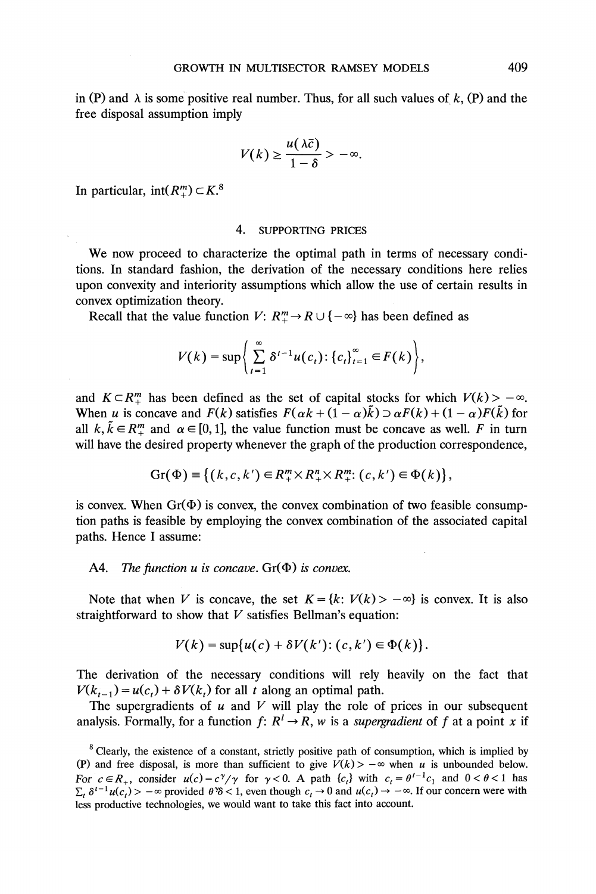in (P) and $\lambda$ is some positive real number. Thus, for all such values of $k$, (P) and the free disposal assumption imply

$$V(k) \geq \frac{u(\lambda \bar{c})}{1-\delta} > -\infty.$$

In particular, $\operatorname{int}(R_+^m) \subset K$.[8]

## 4. SUPPORTING PRICES

We now proceed to characterize the optimal path in terms of necessary conditions. In standard fashion, the derivation of the necessary conditions here relies upon convexity and interiority assumptions which allow the use of certain results in convex optimization theory.

Recall that the value function $V\colon R_+^m \to R \cup \{-\infty\}$ has been defined as

$$V(k) = \sup\left\{ \sum_{t=1}^{\infty} \delta^{t-1} u(c_t) \colon \{c_t\}_{t=1}^{\infty} \in F(k) \right\},$$

and $K \subset R_+^m$ has been defined as the set of capital stocks for which $V(k) > -\infty$. When $u$ is concave and $F(k)$ satisfies $F(\alpha k + (1-\alpha)\tilde{k}) \supset \alpha F(k) + (1-\alpha)F(\tilde{k})$ for all $k, \tilde{k} \in R_+^m$ and $\alpha \in [0,1]$, the value function must be concave as well. $F$ in turn will have the desired property whenever the graph of the production correspondence,

$$\operatorname{Gr}(\Phi) \equiv \{(k, c, k') \in R_+^m \times R_+^n \times R_+^m \colon (c, k') \in \Phi(k)\},$$

is convex. When $\operatorname{Gr}(\Phi)$ is convex, the convex combination of two feasible consumption paths is feasible by employing the convex combination of the associated capital paths. Hence I assume:

A4. *The function $u$ is concave.* $\operatorname{Gr}(\Phi)$ *is convex.*

Note that when $V$ is concave, the set $K = \{k \colon V(k) > -\infty\}$ is convex. It is also straightforward to show that $V$ satisfies Bellman's equation:

$$V(k) = \sup\{u(c) + \delta V(k') \colon (c, k') \in \Phi(k)\}.$$

The derivation of the necessary conditions will rely heavily on the fact that $V(k_{t-1}) = u(c_t) + \delta V(k_t)$ for all $t$ along an optimal path.

The supergradients of $u$ and $V$ will play the role of prices in our subsequent analysis. Formally, for a function $f\colon R^l \to R$, $w$ is a *supergradient* of $f$ at a point $x$ if

[8] Clearly, the existence of a constant, strictly positive path of consumption, which is implied by (P) and free disposal, is more than sufficient to give $V(k) > -\infty$ when $u$ is unbounded below. For $c \in R_+$, consider $u(c) = c^\gamma/\gamma$ for $\gamma < 0$. A path $\{c_t\}$ with $c_t = \theta^{t-1} c_1$ and $0 < \theta < 1$ has $\sum_t \delta^{t-1} u(c_t) > -\infty$ provided $\theta^\gamma \delta < 1$, even though $c_t \to 0$ and $u(c_t) \to -\infty$. If our concern were with less productive technologies, we would want to take this fact into account.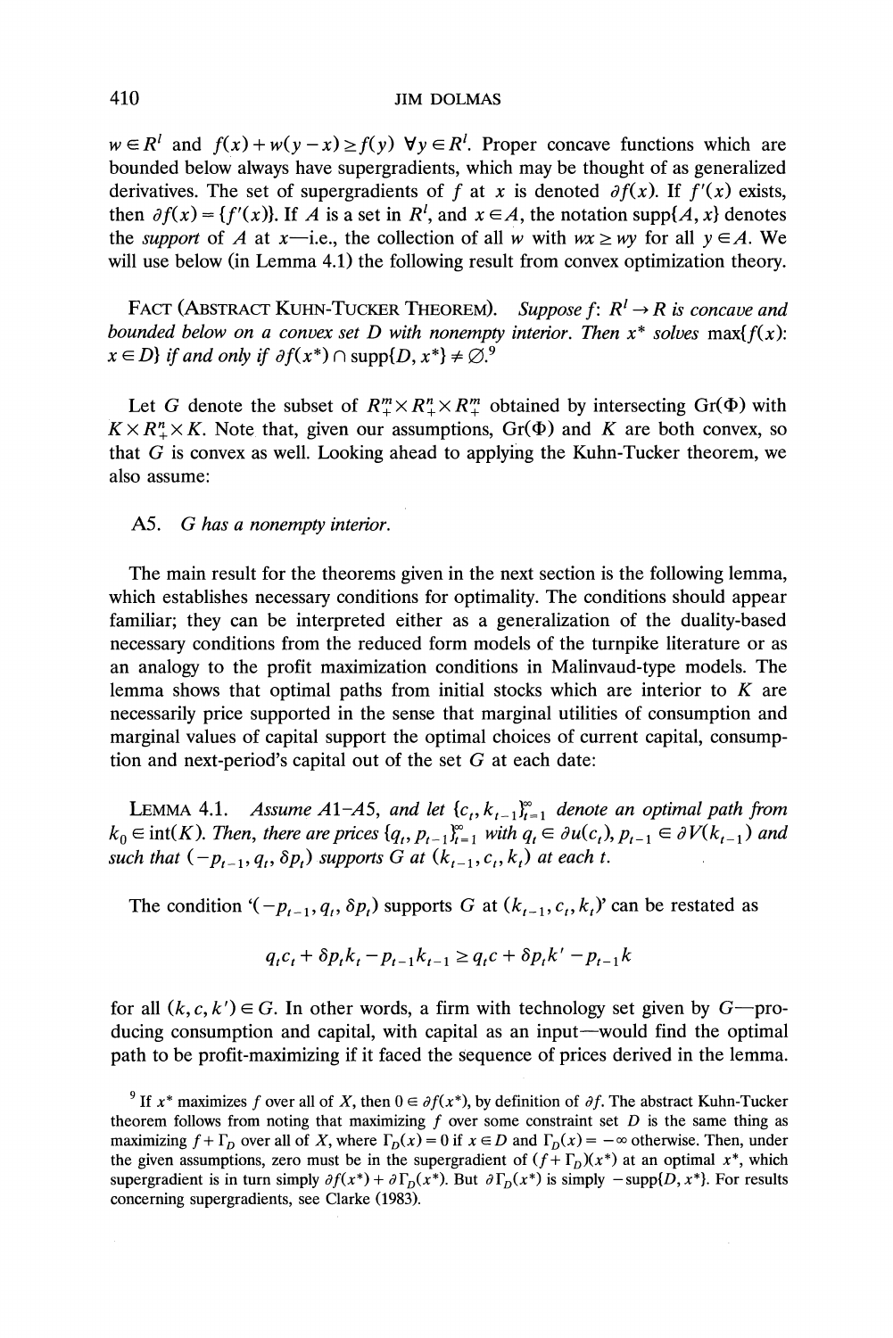$w \in R^l$ and $f(x) + w(y - x) \geq f(y)$ $\forall y \in R^l$. Proper concave functions which are bounded below always have supergradients, which may be thought of as generalized derivatives. The set of supergradients of $f$ at $x$ is denoted $\partial f(x)$. If $f'(x)$ exists, then $\partial f(x) = \{f'(x)\}$. If $A$ is a set in $R^l$, and $x \in A$, the notation supp$\{A, x\}$ denotes the *support* of $A$ at $x$—i.e., the collection of all $w$ with $wx \geq wy$ for all $y \in A$. We will use below (in Lemma 4.1) the following result from convex optimization theory.

FACT (ABSTRACT KUHN-TUCKER THEOREM). *Suppose $f$: $R^l \to R$ is concave and bounded below on a convex set $D$ with nonempty interior. Then $x^*$ solves* $\max\{f(x): x \in D\}$ *if and only if* $\partial f(x^*) \cap \text{supp}\{D, x^*\} \neq \varnothing$.[9]

Let $G$ denote the subset of $R_+^m \times R_+^n \times R_+^m$ obtained by intersecting Gr($\Phi$) with $K \times R_+^n \times K$. Note that, given our assumptions, Gr($\Phi$) and $K$ are both convex, so that $G$ is convex as well. Looking ahead to applying the Kuhn-Tucker theorem, we also assume:

A5. *G has a nonempty interior.*

The main result for the theorems given in the next section is the following lemma, which establishes necessary conditions for optimality. The conditions should appear familiar; they can be interpreted either as a generalization of the duality-based necessary conditions from the reduced form models of the turnpike literature or as an analogy to the profit maximization conditions in Malinvaud-type models. The lemma shows that optimal paths from initial stocks which are interior to $K$ are necessarily price supported in the sense that marginal utilities of consumption and marginal values of capital support the optimal choices of current capital, consumption and next-period's capital out of the set $G$ at each date:

LEMMA 4.1. *Assume A1–A5, and let* $\{c_t, k_{t-1}\}_{t=1}^{\infty}$ *denote an optimal path from* $k_0 \in \text{int}(K)$. *Then, there are prices* $\{q_t, p_{t-1}\}_{t=1}^{\infty}$ *with* $q_t \in \partial u(c_t)$, $p_{t-1} \in \partial V(k_{t-1})$ *and such that* $(-p_{t-1}, q_t, \delta p_t)$ *supports G at* $(k_{t-1}, c_t, k_t)$ *at each t.*

The condition '$(-p_{t-1}, q_t, \delta p_t)$ supports $G$ at $(k_{t-1}, c_t, k_t)$' can be restated as

$$q_t c_t + \delta p_t k_t - p_{t-1} k_{t-1} \geq q_t c + \delta p_t k' - p_{t-1} k$$

for all $(k, c, k') \in G$. In other words, a firm with technology set given by $G$—producing consumption and capital, with capital as an input—would find the optimal path to be profit-maximizing if it faced the sequence of prices derived in the lemma.

[9] If $x^*$ maximizes $f$ over all of $X$, then $0 \in \partial f(x^*)$, by definition of $\partial f$. The abstract Kuhn-Tucker theorem follows from noting that maximizing $f$ over some constraint set $D$ is the same thing as maximizing $f + \Gamma_D$ over all of $X$, where $\Gamma_D(x) = 0$ if $x \in D$ and $\Gamma_D(x) = -\infty$ otherwise. Then, under the given assumptions, zero must be in the supergradient of $(f + \Gamma_D)(x^*)$ at an optimal $x^*$, which supergradient is in turn simply $\partial f(x^*) + \partial \Gamma_D(x^*)$. But $\partial \Gamma_D(x^*)$ is simply $-\text{supp}\{D, x^*\}$. For results concerning supergradients, see Clarke (1983).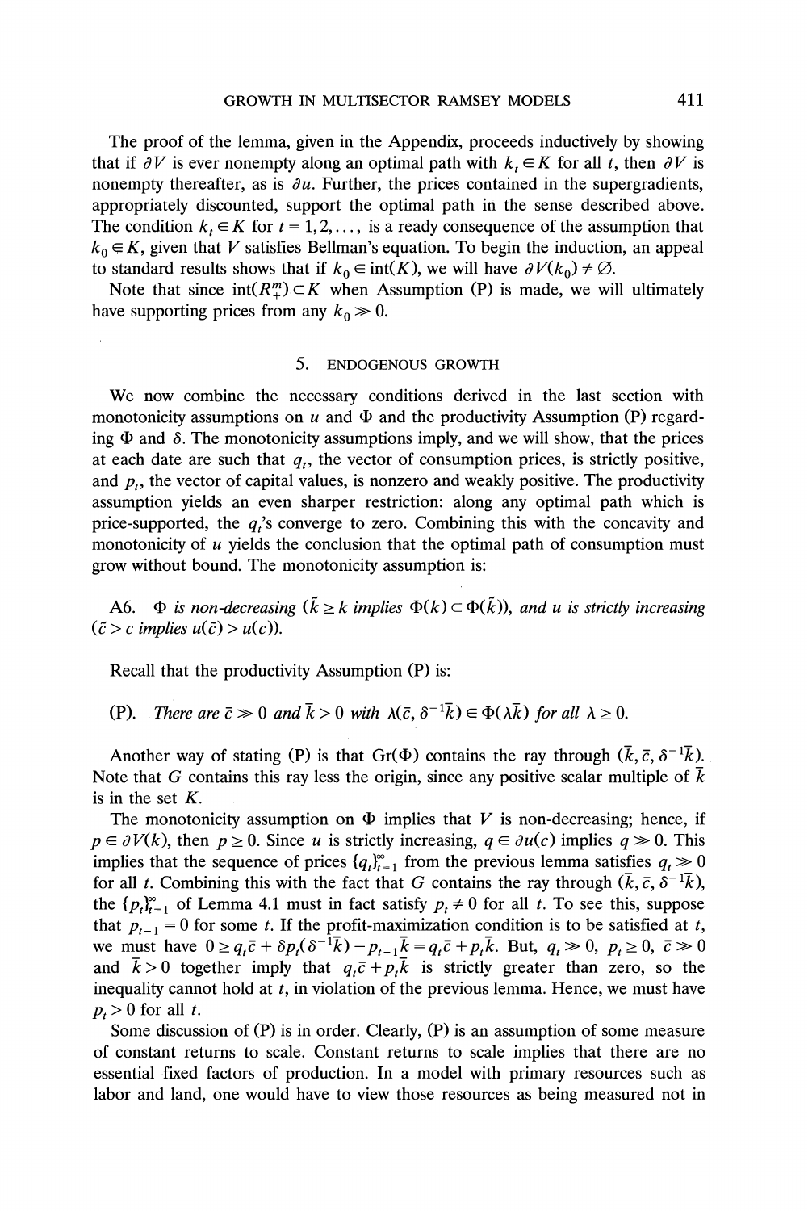The proof of the lemma, given in the Appendix, proceeds inductively by showing that if $\partial V$ is ever nonempty along an optimal path with $k_t \in K$ for all $t$, then $\partial V$ is nonempty thereafter, as is $\partial u$. Further, the prices contained in the supergradients, appropriately discounted, support the optimal path in the sense described above. The condition $k_t \in K$ for $t = 1, 2, \ldots$, is a ready consequence of the assumption that $k_0 \in K$, given that $V$ satisfies Bellman's equation. To begin the induction, an appeal to standard results shows that if $k_0 \in \text{int}(K)$, we will have $\partial V(k_0) \neq \emptyset$.

Note that since $\text{int}(R_+^m) \subset K$ when Assumption (P) is made, we will ultimately have supporting prices from any $k_0 \gg 0$.

## 5. ENDOGENOUS GROWTH

We now combine the necessary conditions derived in the last section with monotonicity assumptions on $u$ and $\Phi$ and the productivity Assumption (P) regarding $\Phi$ and $\delta$. The monotonicity assumptions imply, and we will show, that the prices at each date are such that $q_t$, the vector of consumption prices, is strictly positive, and $p_t$, the vector of capital values, is nonzero and weakly positive. The productivity assumption yields an even sharper restriction: along any optimal path which is price-supported, the $q_t$'s converge to zero. Combining this with the concavity and monotonicity of $u$ yields the conclusion that the optimal path of consumption must grow without bound. The monotonicity assumption is:

A6. *$\Phi$ is non-decreasing ($\bar{k} \geq k$ implies $\Phi(k) \subset \Phi(\bar{k})$), and $u$ is strictly increasing ($\bar{c} > c$ implies $u(\bar{c}) > u(c)$).*

Recall that the productivity Assumption (P) is:

(P). *There are $\bar{c} \gg 0$ and $\bar{k} > 0$ with $\lambda(\bar{c}, \delta^{-1}\bar{k}) \in \Phi(\lambda \bar{k})$ for all $\lambda \geq 0$.*

Another way of stating (P) is that $\text{Gr}(\Phi)$ contains the ray through $(\bar{k}, \bar{c}, \delta^{-1}\bar{k})$. Note that $G$ contains this ray less the origin, since any positive scalar multiple of $\bar{k}$ is in the set $K$.

The monotonicity assumption on $\Phi$ implies that $V$ is non-decreasing; hence, if $p \in \partial V(k)$, then $p \geq 0$. Since $u$ is strictly increasing, $q \in \partial u(c)$ implies $q \gg 0$. This implies that the sequence of prices $\{q_t\}_{t=1}^{\infty}$ from the previous lemma satisfies $q_t \gg 0$ for all $t$. Combining this with the fact that $G$ contains the ray through $(\bar{k}, \bar{c}, \delta^{-1}\bar{k})$, the $\{p_t\}_{t=1}^{\infty}$ of Lemma 4.1 must in fact satisfy $p_t \neq 0$ for all $t$. To see this, suppose that $p_{t-1} = 0$ for some $t$. If the profit-maximization condition is to be satisfied at $t$, we must have $0 \geq q_t \bar{c} + \delta p_t(\delta^{-1}\bar{k}) - p_{t-1}\bar{k} = q_t \bar{c} + p_t \bar{k}$. But, $q_t \gg 0$, $p_t \geq 0$, $\bar{c} \gg 0$ and $\bar{k} > 0$ together imply that $q_t \bar{c} + p_t \bar{k}$ is strictly greater than zero, so the inequality cannot hold at $t$, in violation of the previous lemma. Hence, we must have $p_t > 0$ for all $t$.

Some discussion of (P) is in order. Clearly, (P) is an assumption of some measure of constant returns to scale. Constant returns to scale implies that there are no essential fixed factors of production. In a model with primary resources such as labor and land, one would have to view those resources as being measured not in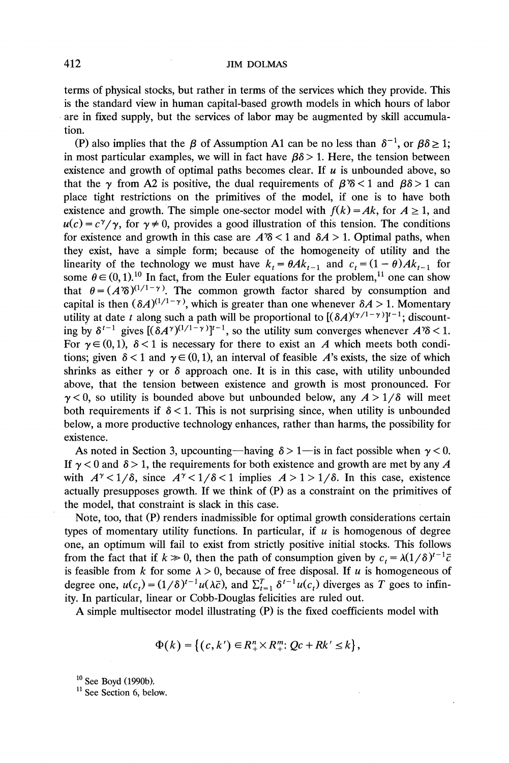terms of physical stocks, but rather in terms of the services which they provide. This is the standard view in human capital-based growth models in which hours of labor are in fixed supply, but the services of labor may be augmented by skill accumulation.

(P) also implies that the $\beta$ of Assumption A1 can be no less than $\delta^{-1}$, or $\beta\delta \geq 1$; in most particular examples, we will in fact have $\beta\delta > 1$. Here, the tension between existence and growth of optimal paths becomes clear. If $u$ is unbounded above, so that the $\gamma$ from A2 is positive, the dual requirements of $\beta^{\gamma}\delta < 1$ and $\beta\delta > 1$ can place tight restrictions on the primitives of the model, if one is to have both existence and growth. The simple one-sector model with $f(k) = Ak$, for $A \geq 1$, and $u(c) = c^{\gamma}/\gamma$, for $\gamma \neq 0$, provides a good illustration of this tension. The conditions for existence and growth in this case are $A^{\gamma}\delta < 1$ and $\delta A > 1$. Optimal paths, when they exist, have a simple form; because of the homogeneity of utility and the linearity of the technology we must have $k_t = \theta A k_{t-1}$ and $c_t = (1-\theta)Ak_{t-1}$ for some $\theta \in (0,1)$.[10] In fact, from the Euler equations for the problem,[11] one can show that $\theta = (A^{\gamma}\delta)^{(1/1-\gamma)}$. The common growth factor shared by consumption and capital is then $(\delta A)^{(1/1-\gamma)}$, which is greater than one whenever $\delta A > 1$. Momentary utility at date $t$ along such a path will be proportional to $[(\delta A)^{(\gamma/1-\gamma)}]^{t-1}$; discounting by $\delta^{t-1}$ gives $[(\delta A^{\gamma})^{(1/1-\gamma)}]^{t-1}$, so the utility sum converges whenever $A^{\gamma}\delta < 1$. For $\gamma \in (0,1)$, $\delta < 1$ is necessary for there to exist an $A$ which meets both conditions; given $\delta < 1$ and $\gamma \in (0,1)$, an interval of feasible $A$'s exists, the size of which shrinks as either $\gamma$ or $\delta$ approach one. It is in this case, with utility unbounded above, that the tension between existence and growth is most pronounced. For $\gamma < 0$, so utility is bounded above but unbounded below, any $A > 1/\delta$ will meet both requirements if $\delta < 1$. This is not surprising since, when utility is unbounded below, a more productive technology enhances, rather than harms, the possibility for existence.

As noted in Section 3, upcounting—having $\delta > 1$—is in fact possible when $\gamma < 0$. If $\gamma < 0$ and $\delta > 1$, the requirements for both existence and growth are met by any $A$ with $A^{\gamma} < 1/\delta$, since $A^{\gamma} < 1/\delta < 1$ implies $A > 1 > 1/\delta$. In this case, existence actually presupposes growth. If we think of (P) as a constraint on the primitives of the model, that constraint is slack in this case.

Note, too, that (P) renders inadmissible for optimal growth considerations certain types of momentary utility functions. In particular, if $u$ is homogenous of degree one, an optimum will fail to exist from strictly positive initial stocks. This follows from the fact that if $k \gg 0$, then the path of consumption given by $c_t = \lambda(1/\delta)^{t-1}\bar{c}$ is feasible from $k$ for some $\lambda > 0$, because of free disposal. If $u$ is homogeneous of degree one, $u(c_t) = (1/\delta)^{t-1}u(\lambda\bar{c})$, and $\Sigma_{t=1}^{T}\delta^{t-1}u(c_t)$ diverges as $T$ goes to infinity. In particular, linear or Cobb-Douglas felicities are ruled out.

A simple multisector model illustrating (P) is the fixed coefficients model with

$$\Phi(k) = \{(c, k') \in R_+^n \times R_+^m : Qc + Rk' \leq k\},$$

[10] See Boyd (1990b).

[11] See Section 6, below.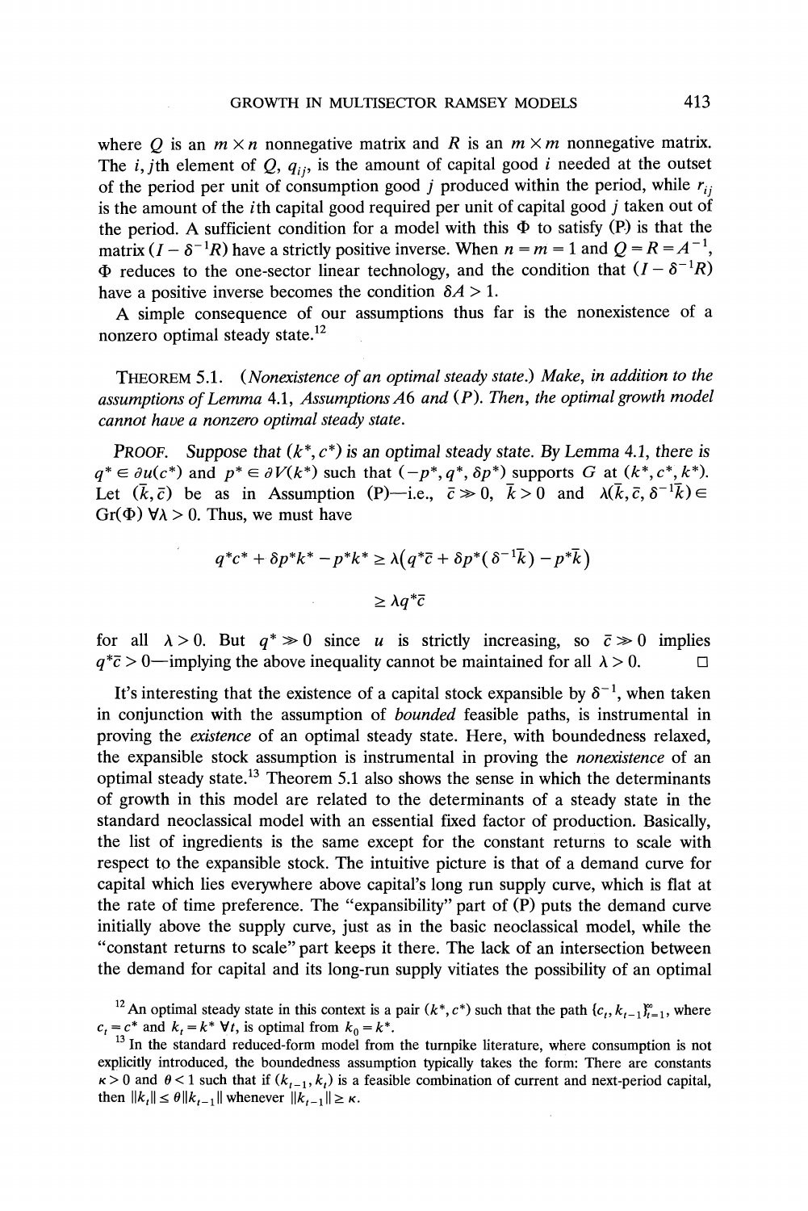where $Q$ is an $m \times n$ nonnegative matrix and $R$ is an $m \times m$ nonnegative matrix. The $i, j$th element of $Q$, $q_{ij}$, is the amount of capital good $i$ needed at the outset of the period per unit of consumption good $j$ produced within the period, while $r_{ij}$ is the amount of the $i$th capital good required per unit of capital good $j$ taken out of the period. A sufficient condition for a model with this $\Phi$ to satisfy (P) is that the matrix $(I - \delta^{-1}R)$ have a strictly positive inverse. When $n = m = 1$ and $Q = R = A^{-1}$, $\Phi$ reduces to the one-sector linear technology, and the condition that $(I - \delta^{-1}R)$ have a positive inverse becomes the condition $\delta A > 1$.

A simple consequence of our assumptions thus far is the nonexistence of a nonzero optimal steady state.[12]

THEOREM 5.1. *(Nonexistence of an optimal steady state.) Make, in addition to the assumptions of Lemma* 4.1, *Assumptions A6 and (P). Then, the optimal growth model cannot have a nonzero optimal steady state.*

*Proof.* Suppose that $(k^*, c^*)$ is an optimal steady state. By Lemma 4.1, there is $q^* \in \partial u(c^*)$ and $p^* \in \partial V(k^*)$ such that $(-p^*, q^*, \delta p^*)$ supports $G$ at $(k^*, c^*, k^*)$. Let $(\bar{k}, \bar{c})$ be as in Assumption (P)—i.e., $\bar{c} \gg 0$, $\bar{k} > 0$ and $\lambda(\bar{k}, \bar{c}, \delta^{-1}\bar{k}) \in \mathrm{Gr}(\Phi)\ \forall \lambda > 0$. Thus, we must have

$$q^*c^* + \delta p^*k^* - p^*k^* \geq \lambda\big(q^*\bar{c} + \delta p^*(\delta^{-1}\bar{k}) - p^*\bar{k}\big)$$

$$\geq \lambda q^*\bar{c}$$

for all $\lambda > 0$. But $q^* \gg 0$ since $u$ is strictly increasing, so $\bar{c} \gg 0$ implies $q^*\bar{c} > 0$—implying the above inequality cannot be maintained for all $\lambda > 0$. □

It's interesting that the existence of a capital stock expansible by $\delta^{-1}$, when taken in conjunction with the assumption of *bounded* feasible paths, is instrumental in proving the *existence* of an optimal steady state. Here, with boundedness relaxed, the expansible stock assumption is instrumental in proving the *nonexistence* of an optimal steady state.[13] Theorem 5.1 also shows the sense in which the determinants of growth in this model are related to the determinants of a steady state in the standard neoclassical model with an essential fixed factor of production. Basically, the list of ingredients is the same except for the constant returns to scale with respect to the expansible stock. The intuitive picture is that of a demand curve for capital which lies everywhere above capital's long run supply curve, which is flat at the rate of time preference. The "expansibility" part of (P) puts the demand curve initially above the supply curve, just as in the basic neoclassical model, while the "constant returns to scale" part keeps it there. The lack of an intersection between the demand for capital and its long-run supply vitiates the possibility of an optimal

[12] An optimal steady state in this context is a pair $(k^*, c^*)$ such that the path $\{c_t, k_{t-1}\}_{t=1}^{\infty}$, where $c_t = c^*$ and $k_t = k^*\ \forall t$, is optimal from $k_0 = k^*$.

[13] In the standard reduced-form model from the turnpike literature, where consumption is not explicitly introduced, the boundedness assumption typically takes the form: There are constants $\kappa > 0$ and $\theta < 1$ such that if $(k_{t-1}, k_t)$ is a feasible combination of current and next-period capital, then $\|k_t\| \leq \theta\|k_{t-1}\|$ whenever $\|k_{t-1}\| \geq \kappa$.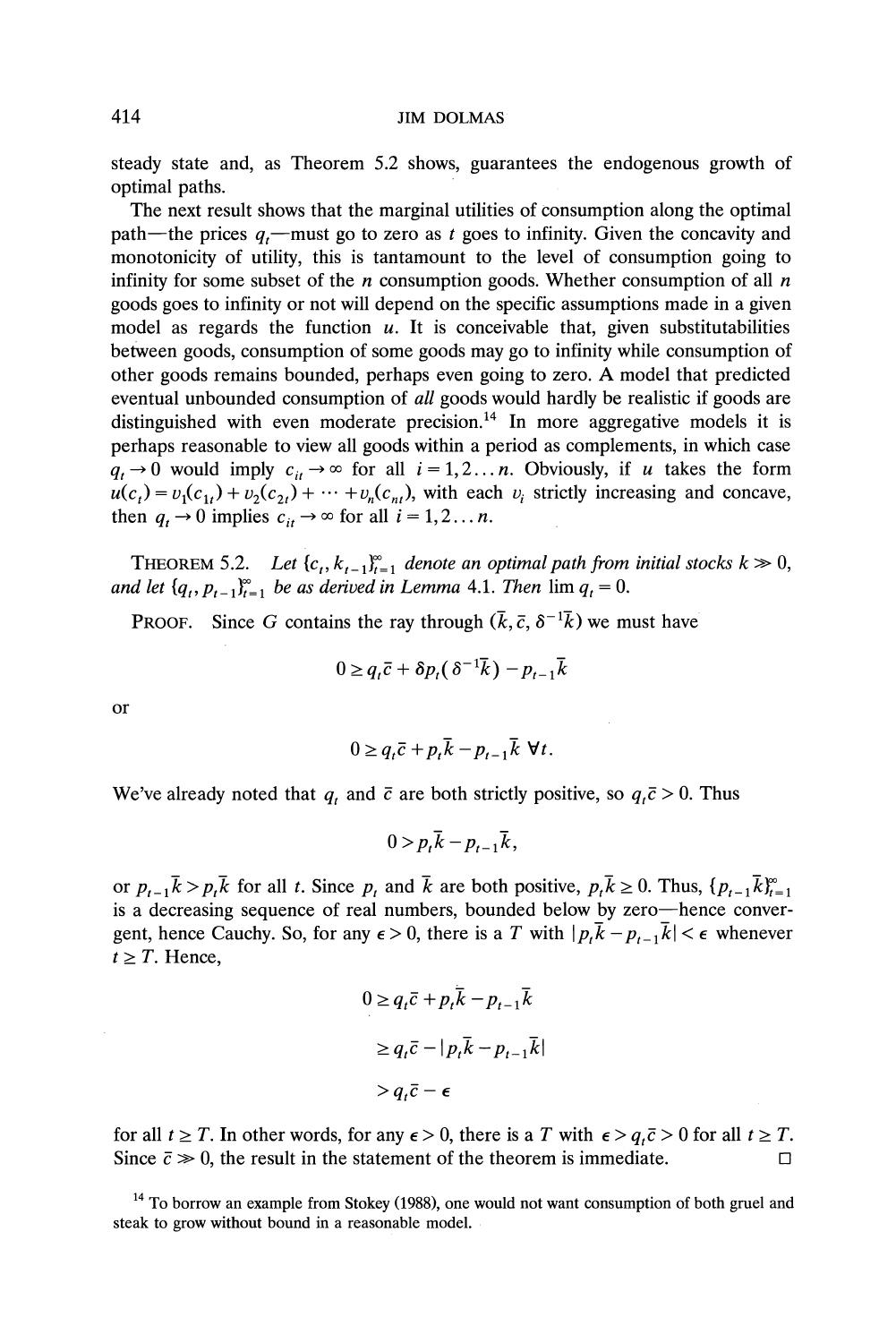steady state and, as Theorem 5.2 shows, guarantees the endogenous growth of optimal paths.

The next result shows that the marginal utilities of consumption along the optimal path—the prices $q_t$—must go to zero as $t$ goes to infinity. Given the concavity and monotonicity of utility, this is tantamount to the level of consumption going to infinity for some subset of the $n$ consumption goods. Whether consumption of all $n$ goods goes to infinity or not will depend on the specific assumptions made in a given model as regards the function $u$. It is conceivable that, given substitutabilities between goods, consumption of some goods may go to infinity while consumption of other goods remains bounded, perhaps even going to zero. A model that predicted eventual unbounded consumption of *all* goods would hardly be realistic if goods are distinguished with even moderate precision.[14] In more aggregative models it is perhaps reasonable to view all goods within a period as complements, in which case $q_t \to 0$ would imply $c_{it} \to \infty$ for all $i = 1, 2 \dots n$. Obviously, if $u$ takes the form $u(c_t) = v_1(c_{1t}) + v_2(c_{2t}) + \cdots + v_n(c_{nt})$, with each $v_i$ strictly increasing and concave, then $q_t \to 0$ implies $c_{it} \to \infty$ for all $i = 1, 2 \dots n$.

THEOREM 5.2. *Let $\{c_t, k_{t-1}\}_{t=1}^{\infty}$ denote an optimal path from initial stocks $k \gg 0$, and let $\{q_t, p_{t-1}\}_{t=1}^{\infty}$ be as derived in Lemma 4.1. Then $\lim q_t = 0$.*

PROOF. Since $G$ contains the ray through $(\bar{k}, \bar{c}, \delta^{-1}\bar{k})$ we must have

$$0 \geq q_t \bar{c} + \delta p_t(\delta^{-1}\bar{k}) - p_{t-1}\bar{k}$$

or

$$0 \geq q_t \bar{c} + p_t \bar{k} - p_{t-1}\bar{k} \;\forall t.$$

We've already noted that $q_t$ and $\bar{c}$ are both strictly positive, so $q_t \bar{c} > 0$. Thus

$$0 > p_t \bar{k} - p_{t-1}\bar{k},$$

or $p_{t-1}\bar{k} > p_t \bar{k}$ for all $t$. Since $p_t$ and $\bar{k}$ are both positive, $p_t \bar{k} \geq 0$. Thus, $\{p_{t-1}\bar{k}\}_{t=1}^{\infty}$ is a decreasing sequence of real numbers, bounded below by zero—hence convergent, hence Cauchy. So, for any $\epsilon > 0$, there is a $T$ with $|p_t \bar{k} - p_{t-1}\bar{k}| < \epsilon$ whenever $t \geq T$. Hence,

$$\begin{aligned}
0 &\geq q_t \bar{c} + p_t \bar{k} - p_{t-1}\bar{k} \\
&\geq q_t \bar{c} - |p_t \bar{k} - p_{t-1}\bar{k}| \\
&> q_t \bar{c} - \epsilon
\end{aligned}$$

for all $t \geq T$. In other words, for any $\epsilon > 0$, there is a $T$ with $\epsilon > q_t \bar{c} > 0$ for all $t \geq T$. Since $\bar{c} \gg 0$, the result in the statement of the theorem is immediate. □

[14] To borrow an example from Stokey (1988), one would not want consumption of both gruel and steak to grow without bound in a reasonable model.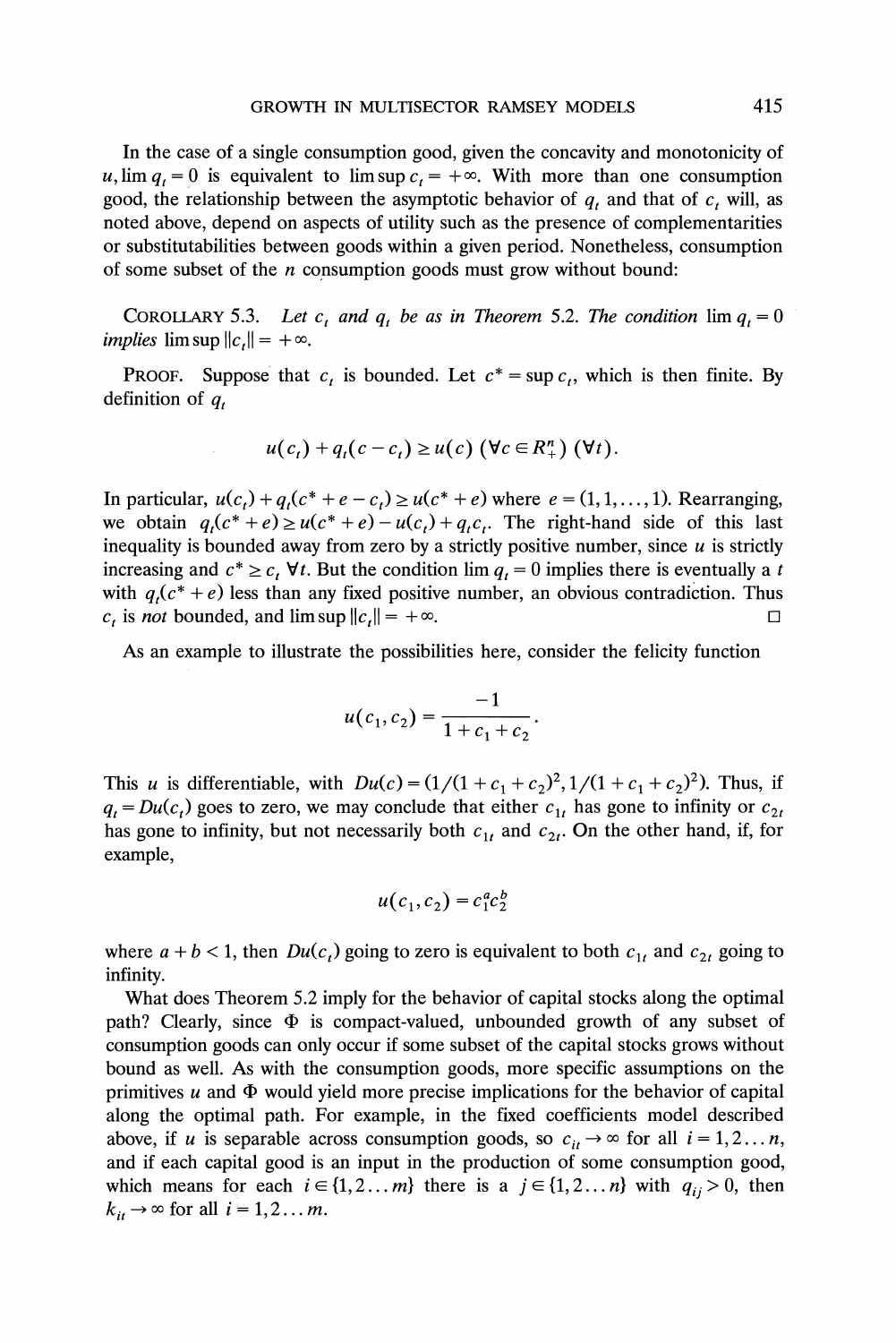In the case of a single consumption good, given the concavity and monotonicity of $u$, $\lim q_t = 0$ is equivalent to $\limsup c_t = +\infty$. With more than one consumption good, the relationship between the asymptotic behavior of $q_t$ and that of $c_t$ will, as noted above, depend on aspects of utility such as the presence of complementarities or substitutabilities between goods within a given period. Nonetheless, consumption of some subset of the $n$ consumption goods must grow without bound:

COROLLARY 5.3. *Let $c_t$ and $q_t$ be as in Theorem 5.2. The condition* $\lim q_t = 0$ *implies* $\limsup \|c_t\| = +\infty$.

PROOF. Suppose that $c_t$ is bounded. Let $c^* = \sup c_t$, which is then finite. By definition of $q_t$

$$u(c_t) + q_t(c - c_t) \geq u(c) \ (\forall c \in R^n_+) \ (\forall t).$$

In particular, $u(c_t) + q_t(c^* + e - c_t) \geq u(c^* + e)$ where $e = (1, 1, \ldots, 1)$. Rearranging, we obtain $q_t(c^* + e) \geq u(c^* + e) - u(c_t) + q_t c_t$. The right-hand side of this last inequality is bounded away from zero by a strictly positive number, since $u$ is strictly increasing and $c^* \geq c_t \ \forall t$. But the condition $\lim q_t = 0$ implies there is eventually a $t$ with $q_t(c^* + e)$ less than any fixed positive number, an obvious contradiction. Thus $c_t$ is *not* bounded, and $\limsup \|c_t\| = +\infty$. □

As an example to illustrate the possibilities here, consider the felicity function

$$u(c_1, c_2) = \frac{-1}{1 + c_1 + c_2}.$$

This $u$ is differentiable, with $Du(c) = (1/(1 + c_1 + c_2)^2, 1/(1 + c_1 + c_2)^2)$. Thus, if $q_t = Du(c_t)$ goes to zero, we may conclude that either $c_{1t}$ has gone to infinity or $c_{2t}$ has gone to infinity, but not necessarily both $c_{1t}$ and $c_{2t}$. On the other hand, if, for example,

$$u(c_1, c_2) = c_1^a c_2^b$$

where $a + b < 1$, then $Du(c_t)$ going to zero is equivalent to both $c_{1t}$ and $c_{2t}$ going to infinity.

What does Theorem 5.2 imply for the behavior of capital stocks along the optimal path? Clearly, since $\Phi$ is compact-valued, unbounded growth of any subset of consumption goods can only occur if some subset of the capital stocks grows without bound as well. As with the consumption goods, more specific assumptions on the primitives $u$ and $\Phi$ would yield more precise implications for the behavior of capital along the optimal path. For example, in the fixed coefficients model described above, if $u$ is separable across consumption goods, so $c_{it} \to \infty$ for all $i = 1, 2 \ldots n$, and if each capital good is an input in the production of some consumption good, which means for each $i \in \{1, 2 \ldots m\}$ there is a $j \in \{1, 2 \ldots n\}$ with $q_{ij} > 0$, then $k_{it} \to \infty$ for all $i = 1, 2 \ldots m$.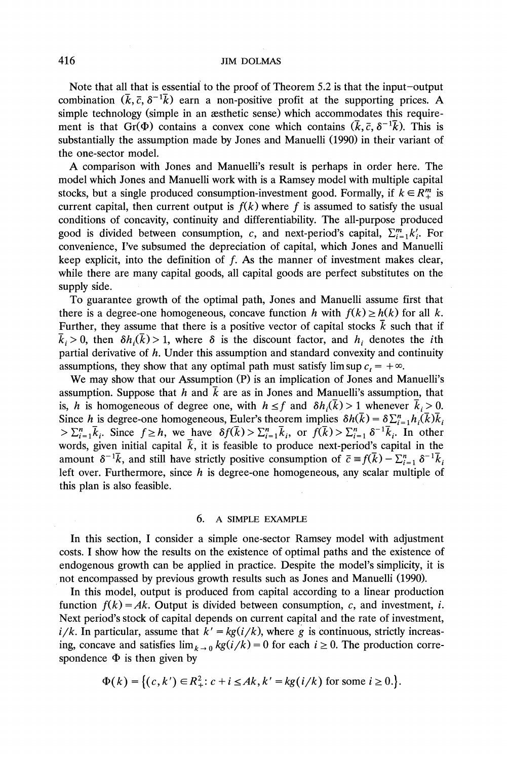Note that all that is essential to the proof of Theorem 5.2 is that the input–output combination $(\bar{k}, \bar{c}, \delta^{-1}\bar{k})$ earn a non-positive profit at the supporting prices. A simple technology (simple in an æsthetic sense) which accommodates this requirement is that $\mathrm{Gr}(\Phi)$ contains a convex cone which contains $(\bar{k}, \bar{c}, \delta^{-1}\bar{k})$. This is substantially the assumption made by Jones and Manuelli (1990) in their variant of the one-sector model.

A comparison with Jones and Manuelli's result is perhaps in order here. The model which Jones and Manuelli work with is a Ramsey model with multiple capital stocks, but a single produced consumption-investment good. Formally, if $k \in R_+^m$ is current capital, then current output is $f(k)$ where $f$ is assumed to satisfy the usual conditions of concavity, continuity and differentiability. The all-purpose produced good is divided between consumption, $c$, and next-period's capital, $\sum_{i=1}^m k_i'$. For convenience, I've subsumed the depreciation of capital, which Jones and Manuelli keep explicit, into the definition of $f$. As the manner of investment makes clear, while there are many capital goods, all capital goods are perfect substitutes on the supply side.

To guarantee growth of the optimal path, Jones and Manuelli assume first that there is a degree-one homogeneous, concave function $h$ with $f(k) \geq h(k)$ for all $k$. Further, they assume that there is a positive vector of capital stocks $\bar{k}$ such that if $\bar{k}_i > 0$, then $\delta h_i(\bar{k}) > 1$, where $\delta$ is the discount factor, and $h_i$ denotes the $i$th partial derivative of $h$. Under this assumption and standard convexity and continuity assumptions, they show that any optimal path must satisfy $\limsup c_t = +\infty$.

We may show that our Assumption (P) is an implication of Jones and Manuelli's assumption. Suppose that $h$ and $\bar{k}$ are as in Jones and Manuelli's assumption, that is, $h$ is homogeneous of degree one, with $h \leq f$ and $\delta h_i(\bar{k}) > 1$ whenever $\bar{k}_i > 0$. Since $h$ is degree-one homogeneous, Euler's theorem implies $\delta h(\bar{k}) = \delta \sum_{i=1}^n h_i(\bar{k})\bar{k}_i > \sum_{i=1}^n \bar{k}_i$. Since $f \geq h$, we have $\delta f(\bar{k}) > \sum_{i=1}^n \bar{k}_i$, or $f(\bar{k}) > \sum_{i=1}^n \delta^{-1}\bar{k}_i$. In other words, given initial capital $\bar{k}$, it is feasible to produce next-period's capital in the amount $\delta^{-1}\bar{k}$, and still have strictly positive consumption of $\bar{c} \equiv f(\bar{k}) - \sum_{i=1}^n \delta^{-1}\bar{k}_i$ left over. Furthermore, since $h$ is degree-one homogeneous, any scalar multiple of this plan is also feasible.

## 6. A SIMPLE EXAMPLE

In this section, I consider a simple one-sector Ramsey model with adjustment costs. I show how the results on the existence of optimal paths and the existence of endogenous growth can be applied in practice. Despite the model's simplicity, it is not encompassed by previous growth results such as Jones and Manuelli (1990).

In this model, output is produced from capital according to a linear production function $f(k) = Ak$. Output is divided between consumption, $c$, and investment, $i$. Next period's stock of capital depends on current capital and the rate of investment, $i/k$. In particular, assume that $k' = kg(i/k)$, where $g$ is continuous, strictly increasing, concave and satisfies $\lim_{k \to 0} kg(i/k) = 0$ for each $i \geq 0$. The production correspondence $\Phi$ is then given by

$$\Phi(k) = \left\{(c, k') \in R_+^2 : c + i \leq Ak, k' = kg(i/k) \text{ for some } i \geq 0.\right\}.$$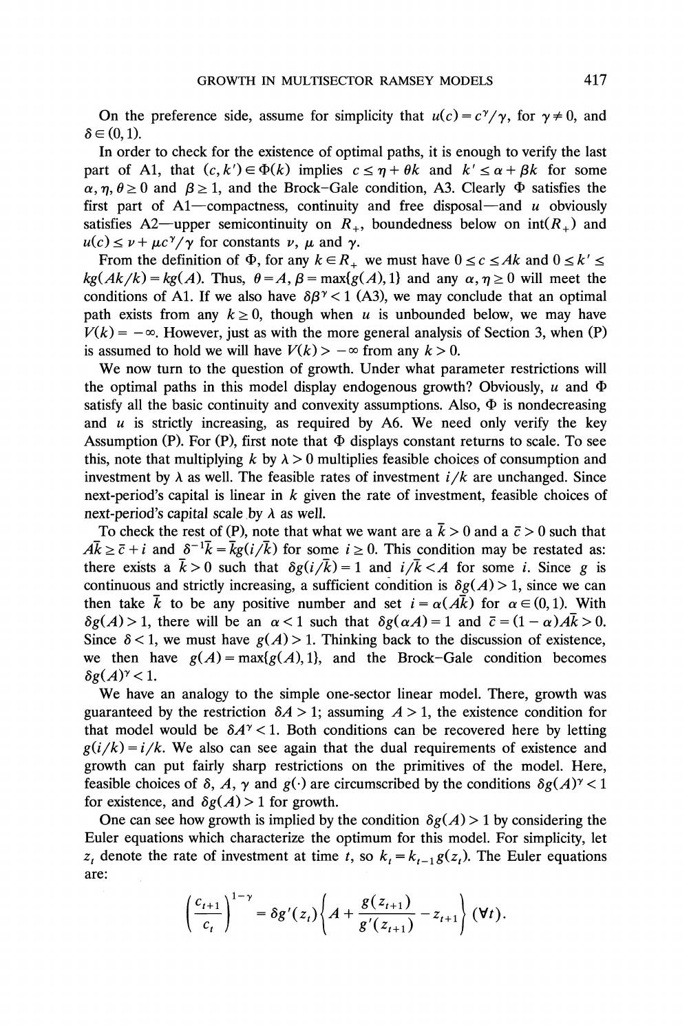On the preference side, assume for simplicity that $u(c) = c^\gamma/\gamma$, for $\gamma \neq 0$, and $\delta \in (0,1)$.

In order to check for the existence of optimal paths, it is enough to verify the last part of A1, that $(c, k') \in \Phi(k)$ implies $c \leq \eta + \theta k$ and $k' \leq \alpha + \beta k$ for some $\alpha, \eta, \theta \geq 0$ and $\beta \geq 1$, and the Brock–Gale condition, A3. Clearly $\Phi$ satisfies the first part of A1—compactness, continuity and free disposal—and $u$ obviously satisfies A2—upper semicontinuity on $R_+$, boundedness below on $\text{int}(R_+)$ and $u(c) \leq \nu + \mu c^\gamma/\gamma$ for constants $\nu$, $\mu$ and $\gamma$.

From the definition of $\Phi$, for any $k \in R_+$ we must have $0 \leq c \leq Ak$ and $0 \leq k' \leq kg(Ak/k) = kg(A)$. Thus, $\theta = A$, $\beta = \max\{g(A), 1\}$ and any $\alpha, \eta \geq 0$ will meet the conditions of A1. If we also have $\delta \beta^\gamma < 1$ (A3), we may conclude that an optimal path exists from any $k \geq 0$, though when $u$ is unbounded below, we may have $V(k) = -\infty$. However, just as with the more general analysis of Section 3, when (P) is assumed to hold we will have $V(k) > -\infty$ from any $k > 0$.

We now turn to the question of growth. Under what parameter restrictions will the optimal paths in this model display endogenous growth? Obviously, $u$ and $\Phi$ satisfy all the basic continuity and convexity assumptions. Also, $\Phi$ is nondecreasing and $u$ is strictly increasing, as required by A6. We need only verify the key Assumption (P). For (P), first note that $\Phi$ displays constant returns to scale. To see this, note that multiplying $k$ by $\lambda > 0$ multiplies feasible choices of consumption and investment by $\lambda$ as well. The feasible rates of investment $i/k$ are unchanged. Since next-period's capital is linear in $k$ given the rate of investment, feasible choices of next-period's capital scale by $\lambda$ as well.

To check the rest of (P), note that what we want are a $\bar{k} > 0$ and a $\bar{c} > 0$ such that $A\bar{k} \geq \bar{c} + i$ and $\delta^{-1}\bar{k} = \bar{k}g(i/\bar{k})$ for some $i \geq 0$. This condition may be restated as: there exists a $\bar{k} > 0$ such that $\delta g(i/\bar{k}) = 1$ and $i/\bar{k} < A$ for some $i$. Since $g$ is continuous and strictly increasing, a sufficient condition is $\delta g(A) > 1$, since we can then take $\bar{k}$ to be any positive number and set $i = \alpha(A\bar{k})$ for $\alpha \in (0,1)$. With $\delta g(A) > 1$, there will be an $\alpha < 1$ such that $\delta g(\alpha A) = 1$ and $\bar{c} = (1-\alpha)A\bar{k} > 0$. Since $\delta < 1$, we must have $g(A) > 1$. Thinking back to the discussion of existence, we then have $g(A) = \max\{g(A), 1\}$, and the Brock–Gale condition becomes $\delta g(A)^\gamma < 1$.

We have an analogy to the simple one-sector linear model. There, growth was guaranteed by the restriction $\delta A > 1$; assuming $A > 1$, the existence condition for that model would be $\delta A^\gamma < 1$. Both conditions can be recovered here by letting $g(i/k) = i/k$. We also can see again that the dual requirements of existence and growth can put fairly sharp restrictions on the primitives of the model. Here, feasible choices of $\delta$, $A$, $\gamma$ and $g(\cdot)$ are circumscribed by the conditions $\delta g(A)^\gamma < 1$ for existence, and $\delta g(A) > 1$ for growth.

One can see how growth is implied by the condition $\delta g(A) > 1$ by considering the Euler equations which characterize the optimum for this model. For simplicity, let $z_t$ denote the rate of investment at time $t$, so $k_t = k_{t-1}g(z_t)$. The Euler equations are:

$$\left(\frac{c_{t+1}}{c_t}\right)^{1-\gamma} = \delta g'(z_t)\left\{A + \frac{g(z_{t+1})}{g'(z_{t+1})} - z_{t+1}\right\} \ (\forall t).$$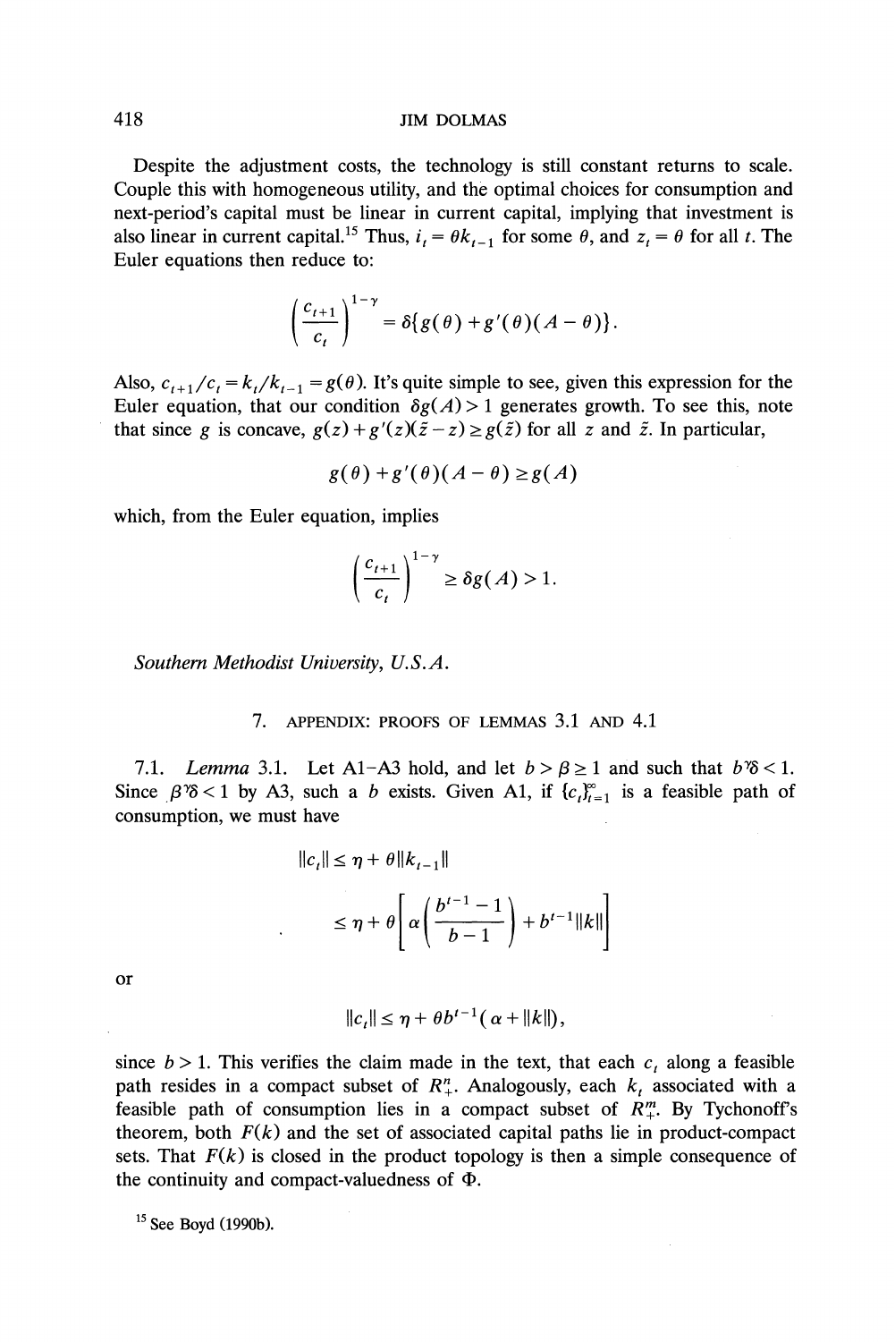Despite the adjustment costs, the technology is still constant returns to scale. Couple this with homogeneous utility, and the optimal choices for consumption and next-period's capital must be linear in current capital, implying that investment is also linear in current capital.[15] Thus, $i_t = \theta k_{t-1}$ for some $\theta$, and $z_t = \theta$ for all $t$. The Euler equations then reduce to:

$$\left(\frac{c_{t+1}}{c_t}\right)^{1-\gamma} = \delta\{g(\theta) + g'(\theta)(A-\theta)\}.$$

Also, $c_{t+1}/c_t = k_t/k_{t-1} = g(\theta)$. It's quite simple to see, given this expression for the Euler equation, that our condition $\delta g(A) > 1$ generates growth. To see this, note that since $g$ is concave, $g(z) + g'(z)(\tilde{z} - z) \geq g(\tilde{z})$ for all $z$ and $\tilde{z}$. In particular,

$$g(\theta) + g'(\theta)(A-\theta) \geq g(A)$$

which, from the Euler equation, implies

$$\left(\frac{c_{t+1}}{c_t}\right)^{1-\gamma} \geq \delta g(A) > 1.$$

*Southern Methodist University, U.S.A.*

## 7. APPENDIX: PROOFS OF LEMMAS 3.1 AND 4.1

7.1. *Lemma* 3.1. Let A1–A3 hold, and let $b > \beta \geq 1$ and such that $b^{\gamma}\delta < 1$. Since $\beta^{\gamma}\delta < 1$ by A3, such a $b$ exists. Given A1, if $\{c_t\}_{t=1}^{\infty}$ is a feasible path of consumption, we must have

$$\begin{aligned}
\|c_t\| &\leq \eta + \theta\|k_{t-1}\| \\
&\leq \eta + \theta\left[\alpha\left(\frac{b^{t-1}-1}{b-1}\right) + b^{t-1}\|k\|\right]
\end{aligned}$$

or

$$\|c_t\| \leq \eta + \theta b^{t-1}(\alpha + \|k\|),$$

since $b > 1$. This verifies the claim made in the text, that each $c_t$ along a feasible path resides in a compact subset of $R_+^n$. Analogously, each $k_t$ associated with a feasible path of consumption lies in a compact subset of $R_+^m$. By Tychonoff's theorem, both $F(k)$ and the set of associated capital paths lie in product-compact sets. That $F(k)$ is closed in the product topology is then a simple consequence of the continuity and compact-valuedness of $\Phi$.

[15] See Boyd (1990b).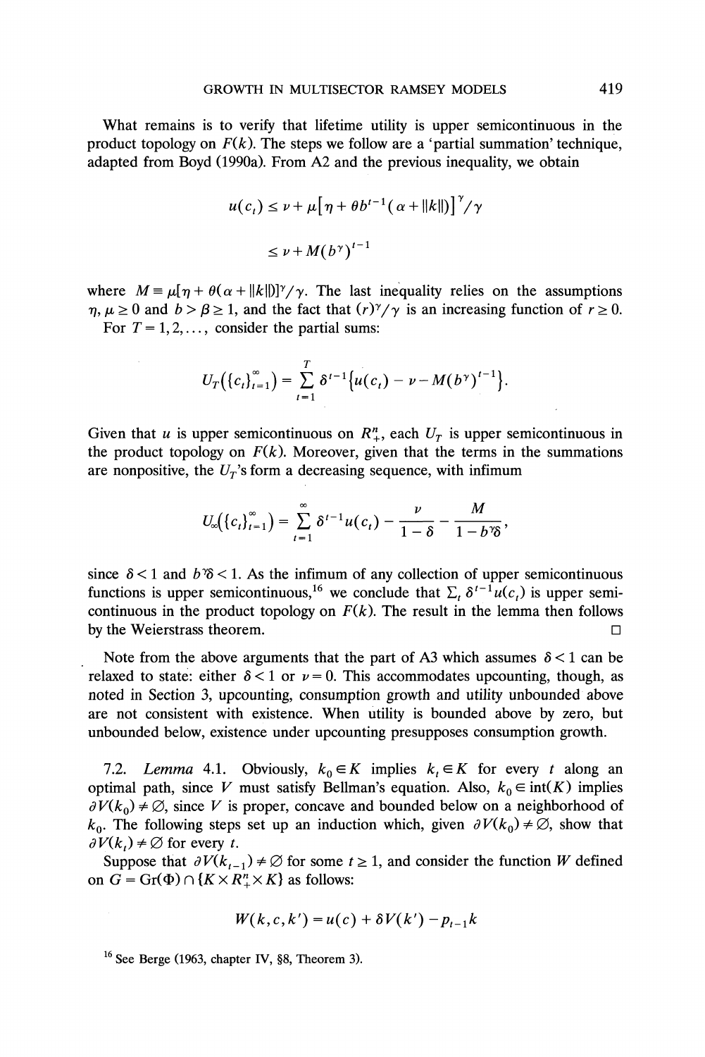What remains is to verify that lifetime utility is upper semicontinuous in the product topology on $F(k)$. The steps we follow are a 'partial summation' technique, adapted from Boyd (1990a). From A2 and the previous inequality, we obtain

$$u(c_t) \leq \nu + \mu\left[\eta + \theta b^{t-1}(\alpha + \|k\|)\right]^{\gamma}/\gamma$$

$$\leq \nu + M(b^{\gamma})^{t-1}$$

where $M \equiv \mu[\eta + \theta(\alpha + \|k\|)]^{\gamma}/\gamma$. The last inequality relies on the assumptions $\eta, \mu \geq 0$ and $b > \beta \geq 1$, and the fact that $(r)^{\gamma}/\gamma$ is an increasing function of $r \geq 0$.

For $T = 1, 2, \ldots$, consider the partial sums:

$$U_T(\{c_t\}_{t=1}^{\infty}) = \sum_{t=1}^{T} \delta^{t-1}\{u(c_t) - \nu - M(b^{\gamma})^{t-1}\}.$$

Given that $u$ is upper semicontinuous on $R_+^n$, each $U_T$ is upper semicontinuous in the product topology on $F(k)$. Moreover, given that the terms in the summations are nonpositive, the $U_T$'s form a decreasing sequence, with infimum

$$U_{\infty}(\{c_t\}_{t=1}^{\infty}) = \sum_{t=1}^{\infty} \delta^{t-1}u(c_t) - \frac{\nu}{1-\delta} - \frac{M}{1-b^{\gamma}\delta},$$

since $\delta < 1$ and $b^{\gamma}\delta < 1$. As the infimum of any collection of upper semicontinuous functions is upper semicontinuous,[16] we conclude that $\sum_t \delta^{t-1}u(c_t)$ is upper semicontinuous in the product topology on $F(k)$. The result in the lemma then follows by the Weierstrass theorem. □

Note from the above arguments that the part of A3 which assumes $\delta < 1$ can be relaxed to state: either $\delta < 1$ or $\nu = 0$. This accommodates upcounting, though, as noted in Section 3, upcounting, consumption growth and utility unbounded above are not consistent with existence. When utility is bounded above by zero, but unbounded below, existence under upcounting presupposes consumption growth.

7.2. *Lemma* 4.1. Obviously, $k_0 \in K$ implies $k_t \in K$ for every $t$ along an optimal path, since $V$ must satisfy Bellman's equation. Also, $k_0 \in \text{int}(K)$ implies $\partial V(k_0) \neq \varnothing$, since $V$ is proper, concave and bounded below on a neighborhood of $k_0$. The following steps set up an induction which, given $\partial V(k_0) \neq \varnothing$, show that $\partial V(k_t) \neq \varnothing$ for every $t$.

Suppose that $\partial V(k_{t-1}) \neq \varnothing$ for some $t \geq 1$, and consider the function $W$ defined on $G = \text{Gr}(\Phi) \cap \{K \times R_+^n \times K\}$ as follows:

$$W(k, c, k') = u(c) + \delta V(k') - p_{t-1}k$$

[16] See Berge (1963, chapter IV, §8, Theorem 3).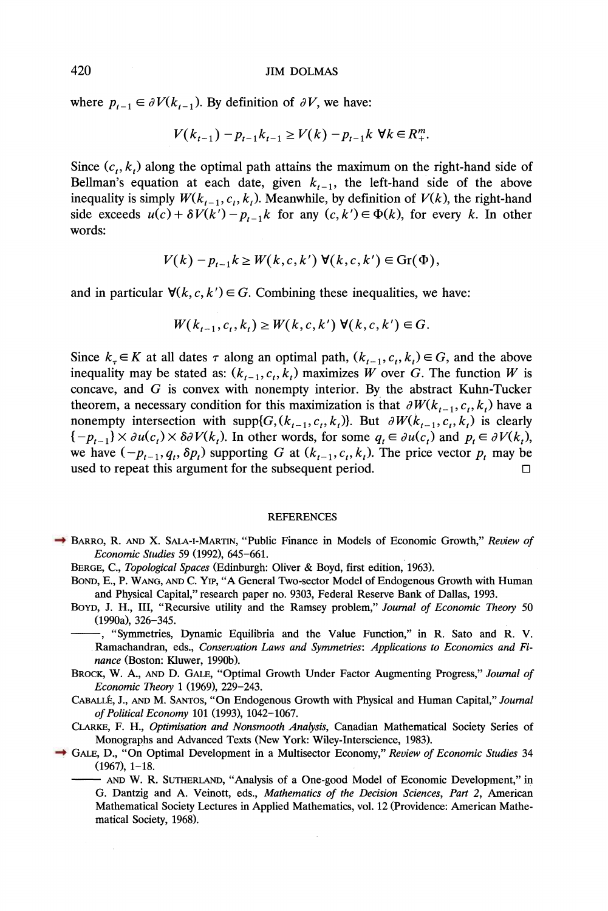where $p_{t-1} \in \partial V(k_{t-1})$. By definition of $\partial V$, we have:

$$V(k_{t-1}) - p_{t-1}k_{t-1} \geq V(k) - p_{t-1}k \ \forall k \in R_+^m.$$

Since $(c_t, k_t)$ along the optimal path attains the maximum on the right-hand side of Bellman's equation at each date, given $k_{t-1}$, the left-hand side of the above inequality is simply $W(k_{t-1}, c_t, k_t)$. Meanwhile, by definition of $V(k)$, the right-hand side exceeds $u(c) + \delta V(k') - p_{t-1}k$ for any $(c, k') \in \Phi(k)$, for every $k$. In other words:

$$V(k) - p_{t-1}k \geq W(k, c, k') \ \forall (k, c, k') \in \text{Gr}(\Phi),$$

and in particular $\forall (k, c, k') \in G$. Combining these inequalities, we have:

$$W(k_{t-1}, c_t, k_t) \geq W(k, c, k') \ \forall (k, c, k') \in G.$$

Since $k_\tau \in K$ at all dates $\tau$ along an optimal path, $(k_{t-1}, c_t, k_t) \in G$, and the above inequality may be stated as: $(k_{t-1}, c_t, k_t)$ maximizes $W$ over $G$. The function $W$ is concave, and $G$ is convex with nonempty interior. By the abstract Kuhn-Tucker theorem, a necessary condition for this maximization is that $\partial W(k_{t-1}, c_t, k_t)$ have a nonempty intersection with $\text{supp}\{G, (k_{t-1}, c_t, k_t)\}$. But $\partial W(k_{t-1}, c_t, k_t)$ is clearly $\{-p_{t-1}\} \times \partial u(c_t) \times \delta \partial V(k_t)$. In other words, for some $q_t \in \partial u(c_t)$ and $p_t \in \partial V(k_t)$, we have $(-p_{t-1}, q_t, \delta p_t)$ supporting $G$ at $(k_{t-1}, c_t, k_t)$. The price vector $p_t$ may be used to repeat this argument for the subsequent period. □

## REFERENCES

Barro, R. and X. Sala-i-Martin, "Public Finance in Models of Economic Growth," *Review of Economic Studies* 59 (1992), 645–661.

Berge, C., *Topological Spaces* (Edinburgh: Oliver & Boyd, first edition, 1963).

Bond, E., P. Wang, and C. Yip, "A General Two-sector Model of Endogenous Growth with Human and Physical Capital," research paper no. 9303, Federal Reserve Bank of Dallas, 1993.

Boyd, J. H., III, "Recursive utility and the Ramsey problem," *Journal of Economic Theory* 50 (1990a), 326–345.

———, "Symmetries, Dynamic Equilibria and the Value Function," in R. Sato and R. V. Ramachandran, eds., *Conservation Laws and Symmetries: Applications to Economics and Finance* (Boston: Kluwer, 1990b).

Brock, W. A., and D. Gale, "Optimal Growth Under Factor Augmenting Progress," *Journal of Economic Theory* 1 (1969), 229–243.

Caballé, J., and M. Santos, "On Endogenous Growth with Physical and Human Capital," *Journal of Political Economy* 101 (1993), 1042–1067.

Clarke, F. H., *Optimisation and Nonsmooth Analysis*, Canadian Mathematical Society Series of Monographs and Advanced Texts (New York: Wiley-Interscience, 1983).

Gale, D., "On Optimal Development in a Multisector Economy," *Review of Economic Studies* 34 (1967), 1–18.

——— and W. R. Sutherland, "Analysis of a One-good Model of Economic Development," in G. Dantzig and A. Veinott, eds., *Mathematics of the Decision Sciences, Part 2*, American Mathematical Society Lectures in Applied Mathematics, vol. 12 (Providence: American Mathematical Society, 1968).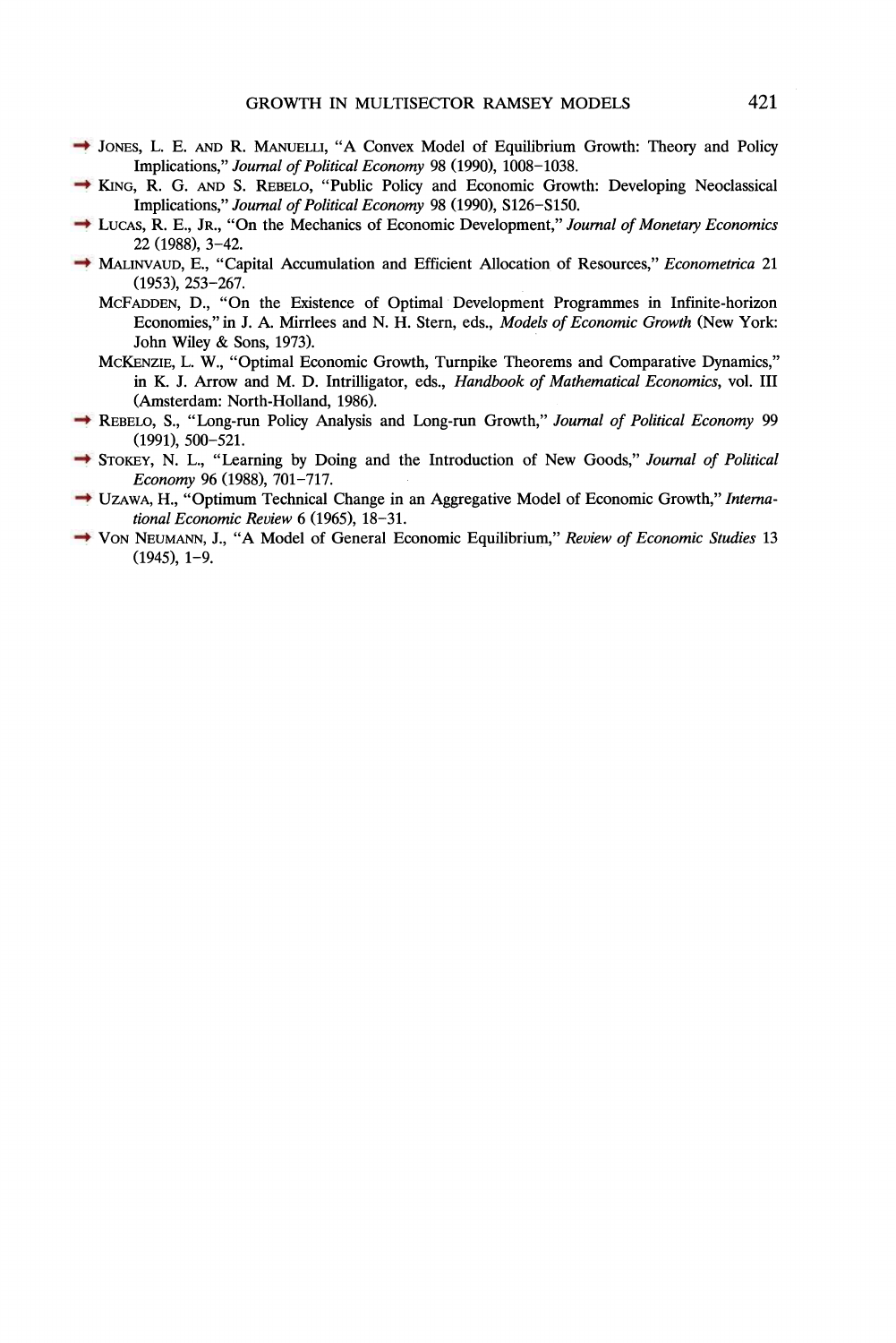Jones, L. E. and R. Manuelli, "A Convex Model of Equilibrium Growth: Theory and Policy Implications," *Journal of Political Economy* 98 (1990), 1008–1038.

King, R. G. and S. Rebelo, "Public Policy and Economic Growth: Developing Neoclassical Implications," *Journal of Political Economy* 98 (1990), S126–S150.

Lucas, R. E., Jr., "On the Mechanics of Economic Development," *Journal of Monetary Economics* 22 (1988), 3–42.

Malinvaud, E., "Capital Accumulation and Efficient Allocation of Resources," *Econometrica* 21 (1953), 253–267.

McFadden, D., "On the Existence of Optimal Development Programmes in Infinite-horizon Economies," in J. A. Mirrlees and N. H. Stern, eds., *Models of Economic Growth* (New York: John Wiley & Sons, 1973).

McKenzie, L. W., "Optimal Economic Growth, Turnpike Theorems and Comparative Dynamics," in K. J. Arrow and M. D. Intrilligator, eds., *Handbook of Mathematical Economics*, vol. III (Amsterdam: North-Holland, 1986).

Rebelo, S., "Long-run Policy Analysis and Long-run Growth," *Journal of Political Economy* 99 (1991), 500–521.

Stokey, N. L., "Learning by Doing and the Introduction of New Goods," *Journal of Political Economy* 96 (1988), 701–717.

Uzawa, H., "Optimum Technical Change in an Aggregative Model of Economic Growth," *International Economic Review* 6 (1965), 18–31.

Von Neumann, J., "A Model of General Economic Equilibrium," *Review of Economic Studies* 13 (1945), 1–9.